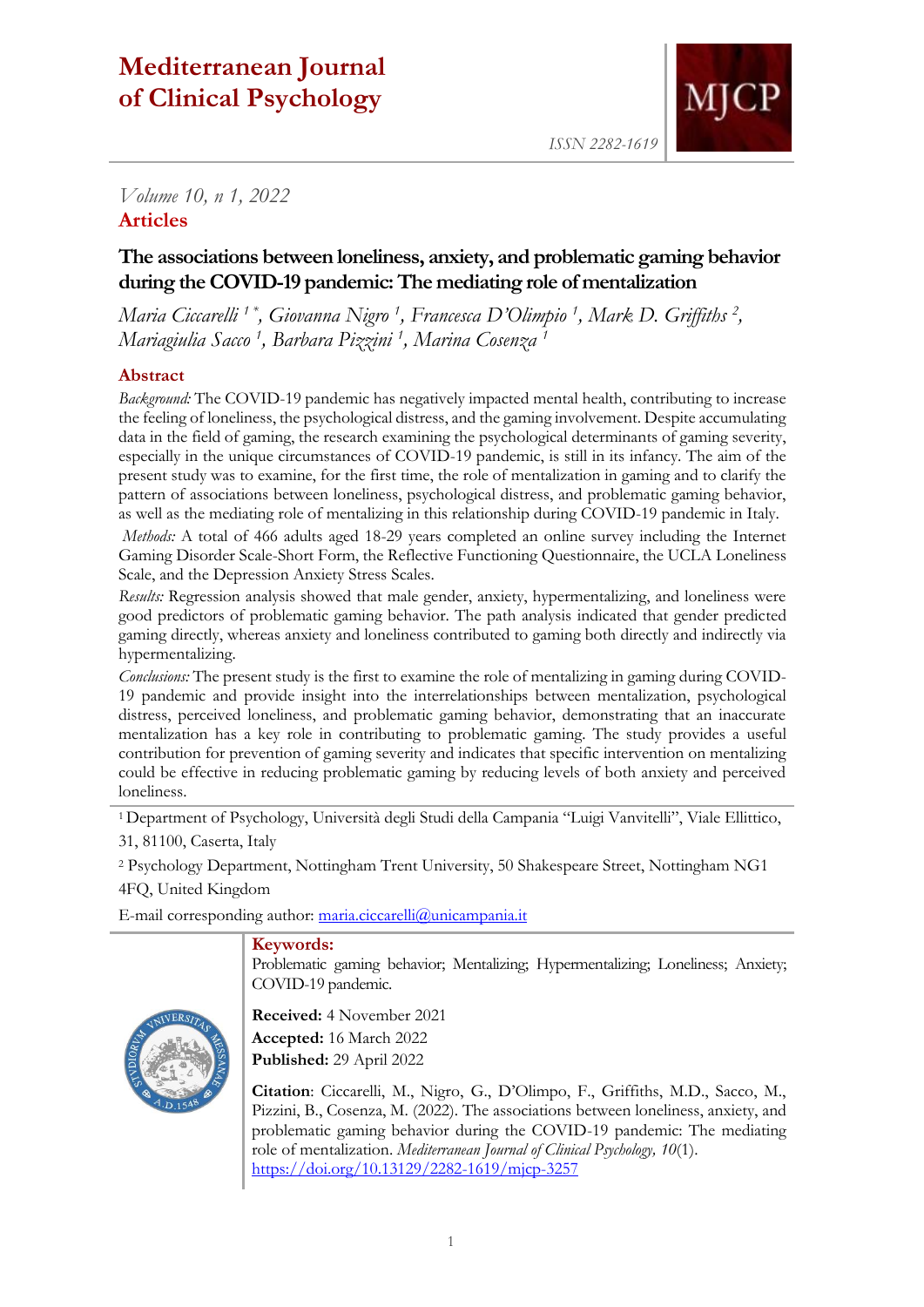# Mediterranean Journal of Clinical Psychology

ISSN 2282-1619

*Volume 10, n 1, 2022*

**Articles**

## The associations between loneliness, anxiety, and problematic gaming behavior during the COVID-19 pandemic: The mediating role of mentalization

*Maria Ciccarelli [1 *], Giovanna Nigro [1], Francesca D'Olimpio [1], Mark D. Griffiths [2], Mariagiulia Sacco [1], Barbara Pizzini [1], Marina Cosenza [1]*

### Abstract

*Background:* The COVID-19 pandemic has negatively impacted mental health, contributing to increase the feeling of loneliness, the psychological distress, and the gaming involvement. Despite accumulating data in the field of gaming, the research examining the psychological determinants of gaming severity, especially in the unique circumstances of COVID-19 pandemic, is still in its infancy. The aim of the present study was to examine, for the first time, the role of mentalization in gaming and to clarify the pattern of associations between loneliness, psychological distress, and problematic gaming behavior, as well as the mediating role of mentalizing in this relationship during COVID-19 pandemic in Italy.

*Methods:* A total of 466 adults aged 18-29 years completed an online survey including the Internet Gaming Disorder Scale-Short Form, the Reflective Functioning Questionnaire, the UCLA Loneliness Scale, and the Depression Anxiety Stress Scales.

*Results:* Regression analysis showed that male gender, anxiety, hypermentalizing, and loneliness were good predictors of problematic gaming behavior. The path analysis indicated that gender predicted gaming directly, whereas anxiety and loneliness contributed to gaming both directly and indirectly via hypermentalizing.

*Conclusions:* The present study is the first to examine the role of mentalizing in gaming during COVID-19 pandemic and provide insight into the interrelationships between mentalization, psychological distress, perceived loneliness, and problematic gaming behavior, demonstrating that an inaccurate mentalization has a key role in contributing to problematic gaming. The study provides a useful contribution for prevention of gaming severity and indicates that specific intervention on mentalizing could be effective in reducing problematic gaming by reducing levels of both anxiety and perceived loneliness.

[1] Department of Psychology, Università degli Studi della Campania "Luigi Vanvitelli", Viale Ellittico, 31, 81100, Caserta, Italy

[2] Psychology Department, Nottingham Trent University, 50 Shakespeare Street, Nottingham NG1 4FQ, United Kingdom

E-mail corresponding author: maria.ciccarelli@unicampania.it

**Keywords:**
Problematic gaming behavior; Mentalizing; Hypermentalizing; Loneliness; Anxiety; COVID-19 pandemic.

**Received:** 4 November 2021
**Accepted:** 16 March 2022
**Published:** 29 April 2022

**Citation**: Ciccarelli, M., Nigro, G., D'Olimpo, F., Griffiths, M.D., Sacco, M., Pizzini, B., Cosenza, M. (2022). The associations between loneliness, anxiety, and problematic gaming behavior during the COVID-19 pandemic: The mediating role of mentalization. *Mediterranean Journal of Clinical Psychology, 10*(1). https://doi.org/10.13129/2282-1619/mjcp-3257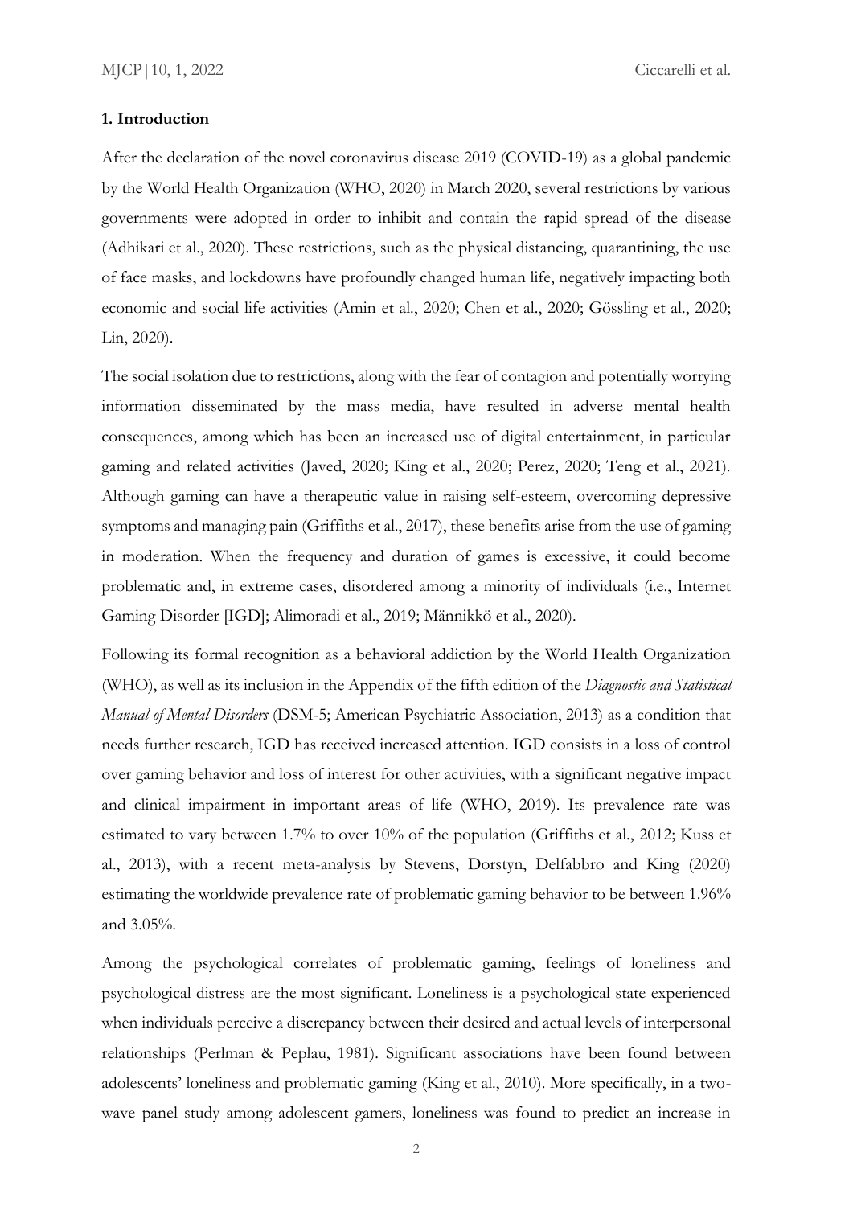## 1. Introduction

After the declaration of the novel coronavirus disease 2019 (COVID-19) as a global pandemic by the World Health Organization (WHO, 2020) in March 2020, several restrictions by various governments were adopted in order to inhibit and contain the rapid spread of the disease (Adhikari et al., 2020). These restrictions, such as the physical distancing, quarantining, the use of face masks, and lockdowns have profoundly changed human life, negatively impacting both economic and social life activities (Amin et al., 2020; Chen et al., 2020; Gössling et al., 2020; Lin, 2020).

The social isolation due to restrictions, along with the fear of contagion and potentially worrying information disseminated by the mass media, have resulted in adverse mental health consequences, among which has been an increased use of digital entertainment, in particular gaming and related activities (Javed, 2020; King et al., 2020; Perez, 2020; Teng et al., 2021). Although gaming can have a therapeutic value in raising self-esteem, overcoming depressive symptoms and managing pain (Griffiths et al., 2017), these benefits arise from the use of gaming in moderation. When the frequency and duration of games is excessive, it could become problematic and, in extreme cases, disordered among a minority of individuals (i.e., Internet Gaming Disorder [IGD]; Alimoradi et al., 2019; Männikkö et al., 2020).

Following its formal recognition as a behavioral addiction by the World Health Organization (WHO), as well as its inclusion in the Appendix of the fifth edition of the *Diagnostic and Statistical Manual of Mental Disorders* (DSM-5; American Psychiatric Association, 2013) as a condition that needs further research, IGD has received increased attention. IGD consists in a loss of control over gaming behavior and loss of interest for other activities, with a significant negative impact and clinical impairment in important areas of life (WHO, 2019). Its prevalence rate was estimated to vary between 1.7% to over 10% of the population (Griffiths et al., 2012; Kuss et al., 2013), with a recent meta-analysis by Stevens, Dorstyn, Delfabbro and King (2020) estimating the worldwide prevalence rate of problematic gaming behavior to be between 1.96% and 3.05%.

Among the psychological correlates of problematic gaming, feelings of loneliness and psychological distress are the most significant. Loneliness is a psychological state experienced when individuals perceive a discrepancy between their desired and actual levels of interpersonal relationships (Perlman & Peplau, 1981). Significant associations have been found between adolescents' loneliness and problematic gaming (King et al., 2010). More specifically, in a two-wave panel study among adolescent gamers, loneliness was found to predict an increase in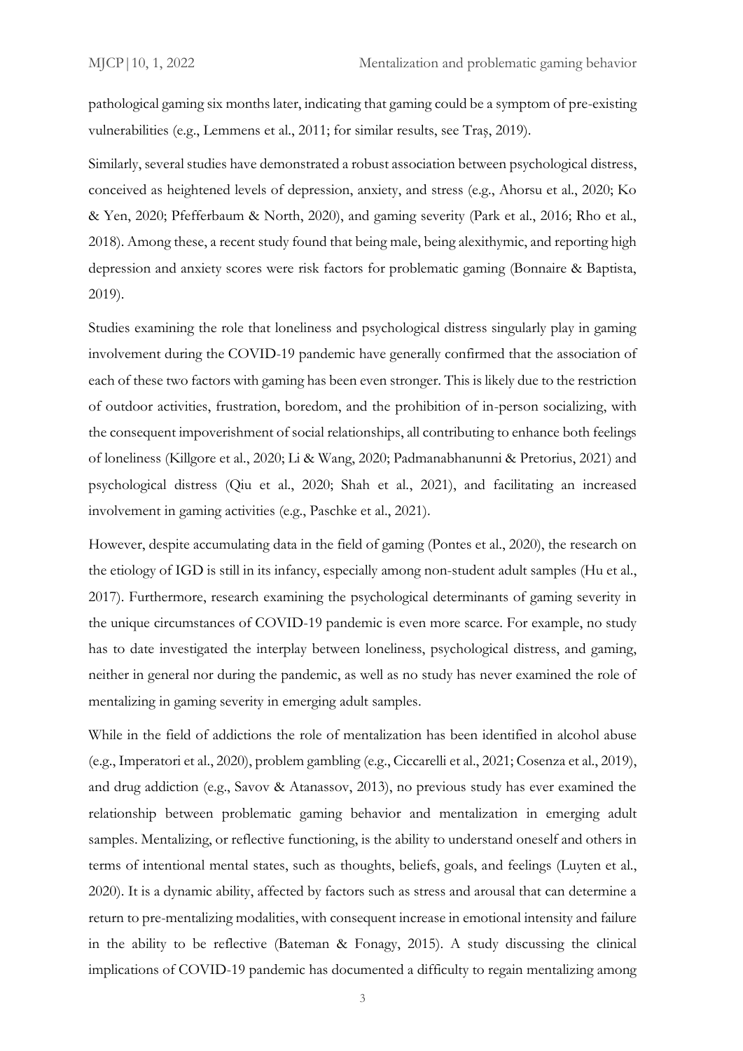pathological gaming six months later, indicating that gaming could be a symptom of pre-existing vulnerabilities (e.g., Lemmens et al., 2011; for similar results, see Traş, 2019).

Similarly, several studies have demonstrated a robust association between psychological distress, conceived as heightened levels of depression, anxiety, and stress (e.g., Ahorsu et al., 2020; Ko & Yen, 2020; Pfefferbaum & North, 2020), and gaming severity (Park et al., 2016; Rho et al., 2018). Among these, a recent study found that being male, being alexithymic, and reporting high depression and anxiety scores were risk factors for problematic gaming (Bonnaire & Baptista, 2019).

Studies examining the role that loneliness and psychological distress singularly play in gaming involvement during the COVID-19 pandemic have generally confirmed that the association of each of these two factors with gaming has been even stronger. This is likely due to the restriction of outdoor activities, frustration, boredom, and the prohibition of in-person socializing, with the consequent impoverishment of social relationships, all contributing to enhance both feelings of loneliness (Killgore et al., 2020; Li & Wang, 2020; Padmanabhanunni & Pretorius, 2021) and psychological distress (Qiu et al., 2020; Shah et al., 2021), and facilitating an increased involvement in gaming activities (e.g., Paschke et al., 2021).

However, despite accumulating data in the field of gaming (Pontes et al., 2020), the research on the etiology of IGD is still in its infancy, especially among non-student adult samples (Hu et al., 2017). Furthermore, research examining the psychological determinants of gaming severity in the unique circumstances of COVID-19 pandemic is even more scarce. For example, no study has to date investigated the interplay between loneliness, psychological distress, and gaming, neither in general nor during the pandemic, as well as no study has never examined the role of mentalizing in gaming severity in emerging adult samples.

While in the field of addictions the role of mentalization has been identified in alcohol abuse (e.g., Imperatori et al., 2020), problem gambling (e.g., Ciccarelli et al., 2021; Cosenza et al., 2019), and drug addiction (e.g., Savov & Atanassov, 2013), no previous study has ever examined the relationship between problematic gaming behavior and mentalization in emerging adult samples. Mentalizing, or reflective functioning, is the ability to understand oneself and others in terms of intentional mental states, such as thoughts, beliefs, goals, and feelings (Luyten et al., 2020). It is a dynamic ability, affected by factors such as stress and arousal that can determine a return to pre-mentalizing modalities, with consequent increase in emotional intensity and failure in the ability to be reflective (Bateman & Fonagy, 2015). A study discussing the clinical implications of COVID-19 pandemic has documented a difficulty to regain mentalizing among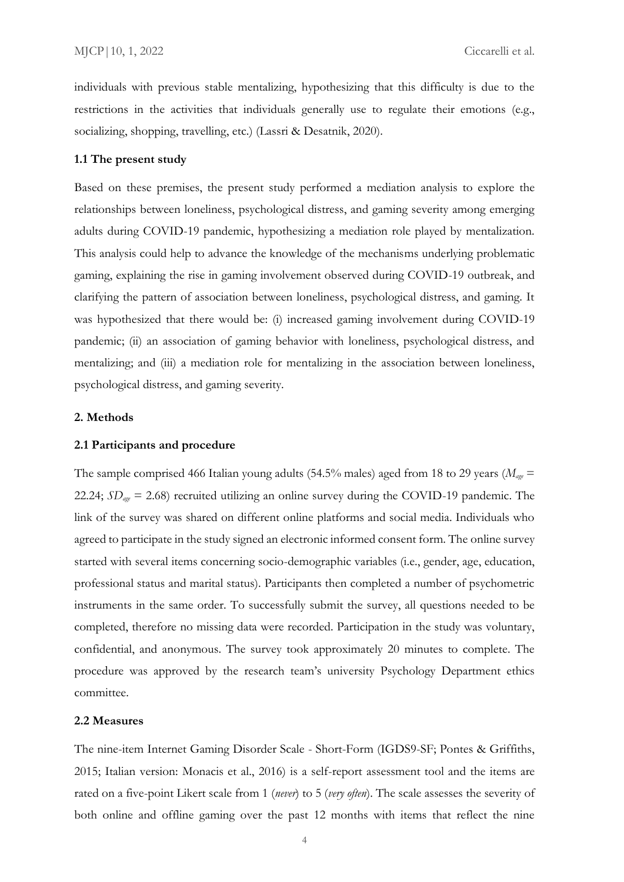individuals with previous stable mentalizing, hypothesizing that this difficulty is due to the restrictions in the activities that individuals generally use to regulate their emotions (e.g., socializing, shopping, travelling, etc.) (Lassri & Desatnik, 2020).

### 1.1 The present study

Based on these premises, the present study performed a mediation analysis to explore the relationships between loneliness, psychological distress, and gaming severity among emerging adults during COVID-19 pandemic, hypothesizing a mediation role played by mentalization. This analysis could help to advance the knowledge of the mechanisms underlying problematic gaming, explaining the rise in gaming involvement observed during COVID-19 outbreak, and clarifying the pattern of association between loneliness, psychological distress, and gaming. It was hypothesized that there would be: (i) increased gaming involvement during COVID-19 pandemic; (ii) an association of gaming behavior with loneliness, psychological distress, and mentalizing; and (iii) a mediation role for mentalizing in the association between loneliness, psychological distress, and gaming severity.

## 2. Methods

### 2.1 Participants and procedure

The sample comprised 466 Italian young adults (54.5% males) aged from 18 to 29 years ($M_{age}$ = 22.24; $SD_{age}$ = 2.68) recruited utilizing an online survey during the COVID-19 pandemic. The link of the survey was shared on different online platforms and social media. Individuals who agreed to participate in the study signed an electronic informed consent form. The online survey started with several items concerning socio-demographic variables (i.e., gender, age, education, professional status and marital status). Participants then completed a number of psychometric instruments in the same order. To successfully submit the survey, all questions needed to be completed, therefore no missing data were recorded. Participation in the study was voluntary, confidential, and anonymous. The survey took approximately 20 minutes to complete. The procedure was approved by the research team's university Psychology Department ethics committee.

### 2.2 Measures

The nine-item Internet Gaming Disorder Scale - Short-Form (IGDS9-SF; Pontes & Griffiths, 2015; Italian version: Monacis et al., 2016) is a self-report assessment tool and the items are rated on a five-point Likert scale from 1 (*never*) to 5 (*very often*). The scale assesses the severity of both online and offline gaming over the past 12 months with items that reflect the nine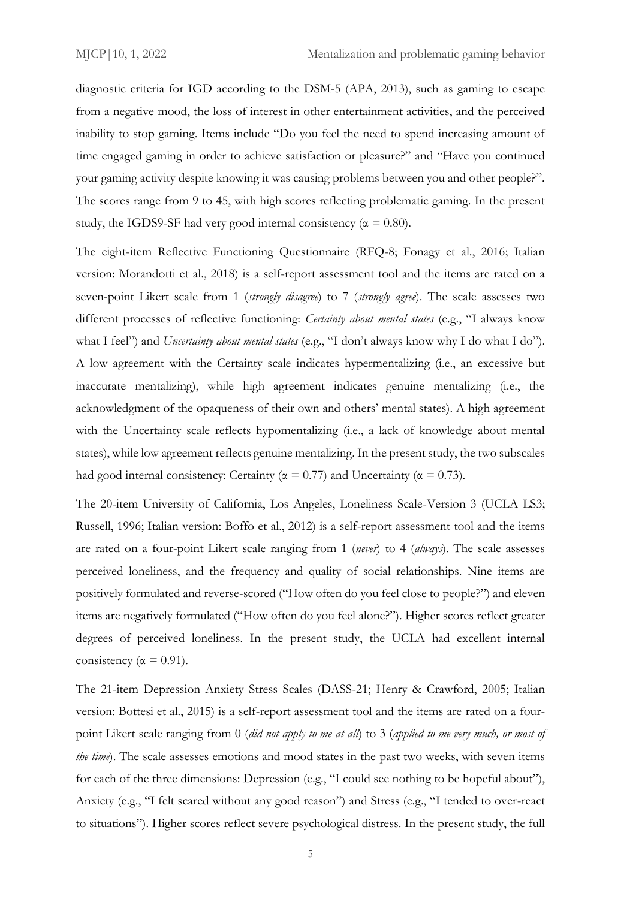diagnostic criteria for IGD according to the DSM-5 (APA, 2013), such as gaming to escape from a negative mood, the loss of interest in other entertainment activities, and the perceived inability to stop gaming. Items include "Do you feel the need to spend increasing amount of time engaged gaming in order to achieve satisfaction or pleasure?" and "Have you continued your gaming activity despite knowing it was causing problems between you and other people?". The scores range from 9 to 45, with high scores reflecting problematic gaming. In the present study, the IGDS9-SF had very good internal consistency ($\alpha = 0.80$).

The eight-item Reflective Functioning Questionnaire (RFQ-8; Fonagy et al., 2016; Italian version: Morandotti et al., 2018) is a self-report assessment tool and the items are rated on a seven-point Likert scale from 1 (*strongly disagree*) to 7 (*strongly agree*). The scale assesses two different processes of reflective functioning: *Certainty about mental states* (e.g., "I always know what I feel") and *Uncertainty about mental states* (e.g., "I don't always know why I do what I do"). A low agreement with the Certainty scale indicates hypermentalizing (i.e., an excessive but inaccurate mentalizing), while high agreement indicates genuine mentalizing (i.e., the acknowledgment of the opaqueness of their own and others' mental states). A high agreement with the Uncertainty scale reflects hypomentalizing (i.e., a lack of knowledge about mental states), while low agreement reflects genuine mentalizing. In the present study, the two subscales had good internal consistency: Certainty ($\alpha = 0.77$) and Uncertainty ($\alpha = 0.73$).

The 20-item University of California, Los Angeles, Loneliness Scale-Version 3 (UCLA LS3; Russell, 1996; Italian version: Boffo et al., 2012) is a self-report assessment tool and the items are rated on a four-point Likert scale ranging from 1 (*never*) to 4 (*always*). The scale assesses perceived loneliness, and the frequency and quality of social relationships. Nine items are positively formulated and reverse-scored ("How often do you feel close to people?") and eleven items are negatively formulated ("How often do you feel alone?"). Higher scores reflect greater degrees of perceived loneliness. In the present study, the UCLA had excellent internal consistency ($\alpha = 0.91$).

The 21-item Depression Anxiety Stress Scales (DASS-21; Henry & Crawford, 2005; Italian version: Bottesi et al., 2015) is a self-report assessment tool and the items are rated on a four-point Likert scale ranging from 0 (*did not apply to me at all*) to 3 (*applied to me very much, or most of the time*). The scale assesses emotions and mood states in the past two weeks, with seven items for each of the three dimensions: Depression (e.g., "I could see nothing to be hopeful about"), Anxiety (e.g., "I felt scared without any good reason") and Stress (e.g., "I tended to over-react to situations"). Higher scores reflect severe psychological distress. In the present study, the full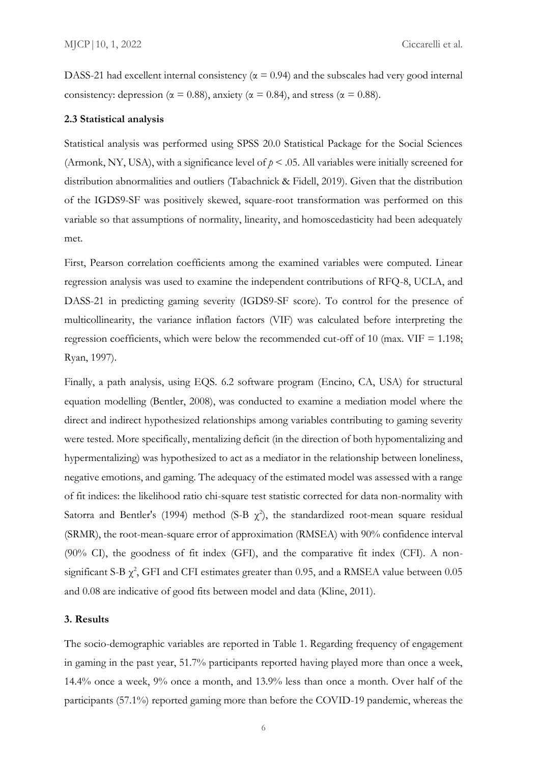DASS-21 had excellent internal consistency (α = 0.94) and the subscales had very good internal consistency: depression (α = 0.88), anxiety (α = 0.84), and stress (α = 0.88).

### 2.3 Statistical analysis

Statistical analysis was performed using SPSS 20.0 Statistical Package for the Social Sciences (Armonk, NY, USA), with a significance level of $p < .05$. All variables were initially screened for distribution abnormalities and outliers (Tabachnick & Fidell, 2019). Given that the distribution of the IGDS9-SF was positively skewed, square-root transformation was performed on this variable so that assumptions of normality, linearity, and homoscedasticity had been adequately met.

First, Pearson correlation coefficients among the examined variables were computed. Linear regression analysis was used to examine the independent contributions of RFQ-8, UCLA, and DASS-21 in predicting gaming severity (IGDS9-SF score). To control for the presence of multicollinearity, the variance inflation factors (VIF) was calculated before interpreting the regression coefficients, which were below the recommended cut-off of 10 (max. VIF = 1.198; Ryan, 1997).

Finally, a path analysis, using EQS. 6.2 software program (Encino, CA, USA) for structural equation modelling (Bentler, 2008), was conducted to examine a mediation model where the direct and indirect hypothesized relationships among variables contributing to gaming severity were tested. More specifically, mentalizing deficit (in the direction of both hypomentalizing and hypermentalizing) was hypothesized to act as a mediator in the relationship between loneliness, negative emotions, and gaming. The adequacy of the estimated model was assessed with a range of fit indices: the likelihood ratio chi-square test statistic corrected for data non-normality with Satorra and Bentler's (1994) method (S-B $\chi^2$), the standardized root-mean square residual (SRMR), the root-mean-square error of approximation (RMSEA) with 90% confidence interval (90% CI), the goodness of fit index (GFI), and the comparative fit index (CFI). A non-significant S-B $\chi^2$, GFI and CFI estimates greater than 0.95, and a RMSEA value between 0.05 and 0.08 are indicative of good fits between model and data (Kline, 2011).

## 3. Results

The socio-demographic variables are reported in Table 1. Regarding frequency of engagement in gaming in the past year, 51.7% participants reported having played more than once a week, 14.4% once a week, 9% once a month, and 13.9% less than once a month. Over half of the participants (57.1%) reported gaming more than before the COVID-19 pandemic, whereas the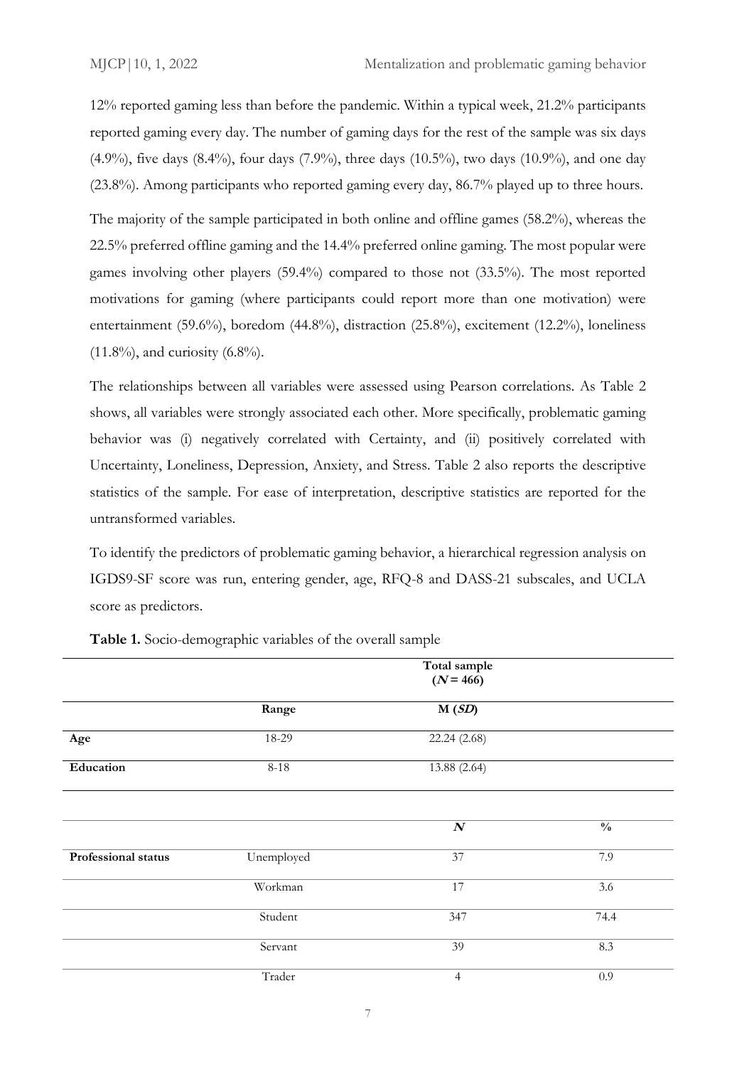12% reported gaming less than before the pandemic. Within a typical week, 21.2% participants reported gaming every day. The number of gaming days for the rest of the sample was six days (4.9%), five days (8.4%), four days (7.9%), three days (10.5%), two days (10.9%), and one day (23.8%). Among participants who reported gaming every day, 86.7% played up to three hours.

The majority of the sample participated in both online and offline games (58.2%), whereas the 22.5% preferred offline gaming and the 14.4% preferred online gaming. The most popular were games involving other players (59.4%) compared to those not (33.5%). The most reported motivations for gaming (where participants could report more than one motivation) were entertainment (59.6%), boredom (44.8%), distraction (25.8%), excitement (12.2%), loneliness (11.8%), and curiosity (6.8%).

The relationships between all variables were assessed using Pearson correlations. As Table 2 shows, all variables were strongly associated each other. More specifically, problematic gaming behavior was (i) negatively correlated with Certainty, and (ii) positively correlated with Uncertainty, Loneliness, Depression, Anxiety, and Stress. Table 2 also reports the descriptive statistics of the sample. For ease of interpretation, descriptive statistics are reported for the untransformed variables.

To identify the predictors of problematic gaming behavior, a hierarchical regression analysis on IGDS9-SF score was run, entering gender, age, RFQ-8 and DASS-21 subscales, and UCLA score as predictors.

**Table 1.** Socio-demographic variables of the overall sample

| | | **Total sample ($N$ = 466)** | |
|---|---|---|---|
| | **Range** | **M (*SD*)** | |
| **Age** | 18-29 | 22.24 (2.68) | |
| **Education** | 8-18 | 13.88 (2.64) | |
| | | ***N*** | **%** |
| **Professional status** | Unemployed | 37 | 7.9 |
| | Workman | 17 | 3.6 |
| | Student | 347 | 74.4 |
| | Servant | 39 | 8.3 |
| | Trader | 4 | 0.9 |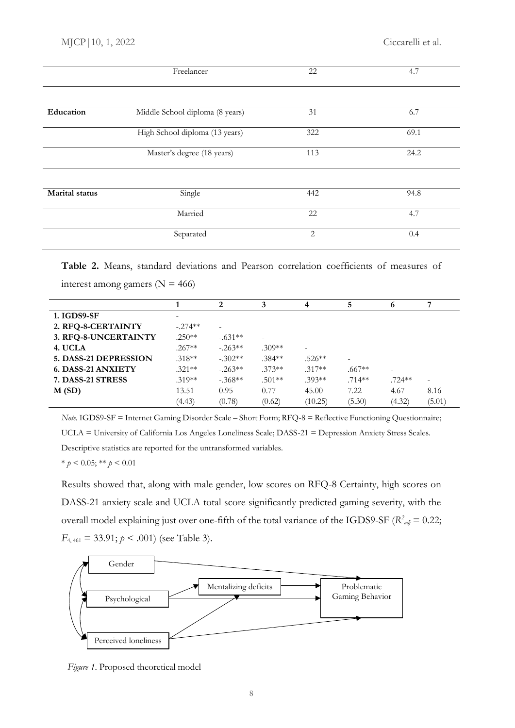| | | | |
|---|---|---|---|
| | Freelancer | 22 | 4.7 |
| **Education** | Middle School diploma (8 years) | 31 | 6.7 |
| | High School diploma (13 years) | 322 | 69.1 |
| | Master's degree (18 years) | 113 | 24.2 |
| **Marital status** | Single | 442 | 94.8 |
| | Married | 22 | 4.7 |
| | Separated | 2 | 0.4 |

**Table 2.** Means, standard deviations and Pearson correlation coefficients of measures of interest among gamers (N = 466)

| | 1 | 2 | 3 | 4 | 5 | 6 | 7 |
|---|---|---|---|---|---|---|---|
| **1. IGDS9-SF** | - | | | | | | |
| **2. RFQ-8-CERTAINTY** | -.274** | - | | | | | |
| **3. RFQ-8-UNCERTAINTY** | .250** | -.631** | - | | | | |
| **4. UCLA** | .267** | -.263** | .309** | - | | | |
| **5. DASS-21 DEPRESSION** | .318** | -.302** | .384** | .526** | - | | |
| **6. DASS-21 ANXIETY** | .321** | -.263** | .373** | .317** | .667** | - | |
| **7. DASS-21 STRESS** | .319** | -.368** | .501** | .393** | .714** | .724** | - |
| **M (SD)** | 13.51 (4.43) | 0.95 (0.78) | 0.77 (0.62) | 45.00 (10.25) | 7.22 (5.30) | 4.67 (4.32) | 8.16 (5.01) |

*Note.* IGDS9-SF = Internet Gaming Disorder Scale – Short Form; RFQ-8 = Reflective Functioning Questionnaire; UCLA = University of California Los Angeles Loneliness Scale; DASS-21 = Depression Anxiety Stress Scales. Descriptive statistics are reported for the untransformed variables.

\* $p < 0.05$; \*\* $p < 0.01$

Results showed that, along with male gender, low scores on RFQ-8 Certainty, high scores on DASS-21 anxiety scale and UCLA total score significantly predicted gaming severity, with the overall model explaining just over one-fifth of the total variance of the IGDS9-SF ($R^2_{adj} = 0.22$; $F_{4, 461} = 33.91$; $p < .001$) (see Table 3).

Gender — Psychological — Perceived loneliness — Mentalizing deficits — Problematic Gaming Behavior

*Figure 1*. Proposed theoretical model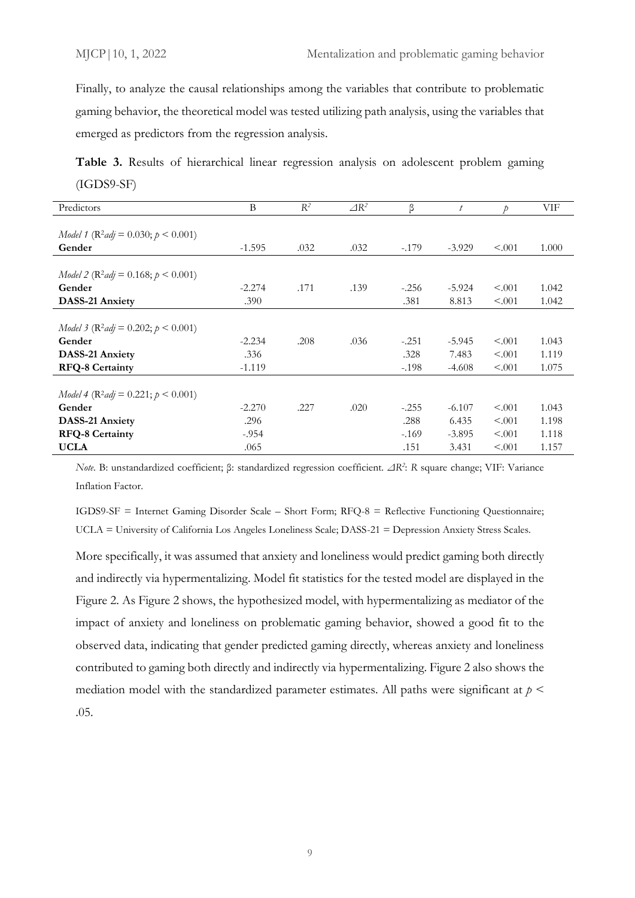Finally, to analyze the causal relationships among the variables that contribute to problematic gaming behavior, the theoretical model was tested utilizing path analysis, using the variables that emerged as predictors from the regression analysis.

**Table 3.** Results of hierarchical linear regression analysis on adolescent problem gaming (IGDS9-SF)

| Predictors | B | $R^2$ | $\Delta R^2$ | β | $t$ | $p$ | VIF |
|---|---|---|---|---|---|---|---|
| *Model 1* ($R^2adj$ = 0.030; $p < 0.001$) | | | | | | | |
| **Gender** | -1.595 | .032 | .032 | -.179 | -3.929 | <.001 | 1.000 |
| *Model 2* ($R^2adj$ = 0.168; $p < 0.001$) | | | | | | | |
| **Gender** | -2.274 | .171 | .139 | -.256 | -5.924 | <.001 | 1.042 |
| **DASS-21 Anxiety** | .390 | | | .381 | 8.813 | <.001 | 1.042 |
| *Model 3* ($R^2adj$ = 0.202; $p < 0.001$) | | | | | | | |
| **Gender** | -2.234 | .208 | .036 | -.251 | -5.945 | <.001 | 1.043 |
| **DASS-21 Anxiety** | .336 | | | .328 | 7.483 | <.001 | 1.119 |
| **RFQ-8 Certainty** | -1.119 | | | -.198 | -4.608 | <.001 | 1.075 |
| *Model 4* ($R^2adj$ = 0.221; $p < 0.001$) | | | | | | | |
| **Gender** | -2.270 | .227 | .020 | -.255 | -6.107 | <.001 | 1.043 |
| **DASS-21 Anxiety** | .296 | | | .288 | 6.435 | <.001 | 1.198 |
| **RFQ-8 Certainty** | -.954 | | | -.169 | -3.895 | <.001 | 1.118 |
| **UCLA** | .065 | | | .151 | 3.431 | <.001 | 1.157 |

*Note*. B: unstandardized coefficient; β: standardized regression coefficient. $\Delta R^2$: *R* square change; VIF: Variance Inflation Factor.

IGDS9-SF = Internet Gaming Disorder Scale – Short Form; RFQ-8 = Reflective Functioning Questionnaire; UCLA = University of California Los Angeles Loneliness Scale; DASS-21 = Depression Anxiety Stress Scales.

More specifically, it was assumed that anxiety and loneliness would predict gaming both directly and indirectly via hypermentalizing. Model fit statistics for the tested model are displayed in the Figure 2. As Figure 2 shows, the hypothesized model, with hypermentalizing as mediator of the impact of anxiety and loneliness on problematic gaming behavior, showed a good fit to the observed data, indicating that gender predicted gaming directly, whereas anxiety and loneliness contributed to gaming both directly and indirectly via hypermentalizing. Figure 2 also shows the mediation model with the standardized parameter estimates. All paths were significant at $p < .05$.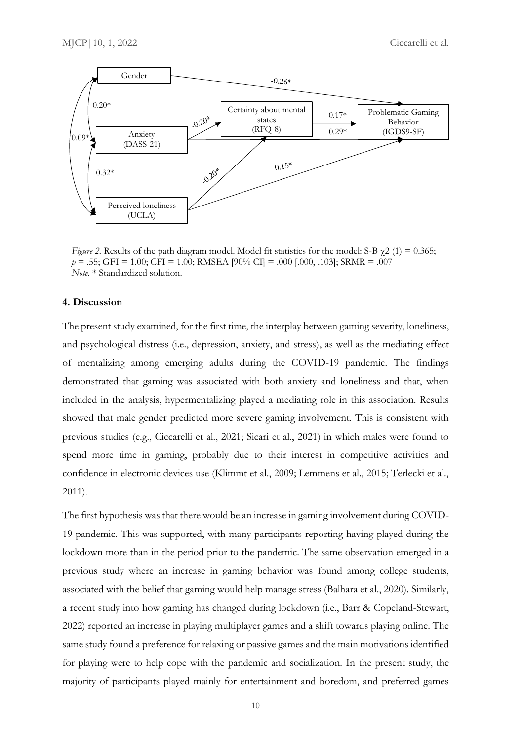*Figure 2.* Results of the path diagram model. Model fit statistics for the model: S-B $\chi 2$ (1) = 0.365; $p$ = .55; GFI = 1.00; CFI = 1.00; RMSEA [90% CI] = .000 [.000, .103]; SRMR = .007
*Note.* * Standardized solution.

### 4. Discussion

The present study examined, for the first time, the interplay between gaming severity, loneliness, and psychological distress (i.e., depression, anxiety, and stress), as well as the mediating effect of mentalizing among emerging adults during the COVID-19 pandemic. The findings demonstrated that gaming was associated with both anxiety and loneliness and that, when included in the analysis, hypermentalizing played a mediating role in this association. Results showed that male gender predicted more severe gaming involvement. This is consistent with previous studies (e.g., Ciccarelli et al., 2021; Sicari et al., 2021) in which males were found to spend more time in gaming, probably due to their interest in competitive activities and confidence in electronic devices use (Klimmt et al., 2009; Lemmens et al., 2015; Terlecki et al., 2011).

The first hypothesis was that there would be an increase in gaming involvement during COVID-19 pandemic. This was supported, with many participants reporting having played during the lockdown more than in the period prior to the pandemic. The same observation emerged in a previous study where an increase in gaming behavior was found among college students, associated with the belief that gaming would help manage stress (Balhara et al., 2020). Similarly, a recent study into how gaming has changed during lockdown (i.e., Barr & Copeland-Stewart, 2022) reported an increase in playing multiplayer games and a shift towards playing online. The same study found a preference for relaxing or passive games and the main motivations identified for playing were to help cope with the pandemic and socialization. In the present study, the majority of participants played mainly for entertainment and boredom, and preferred games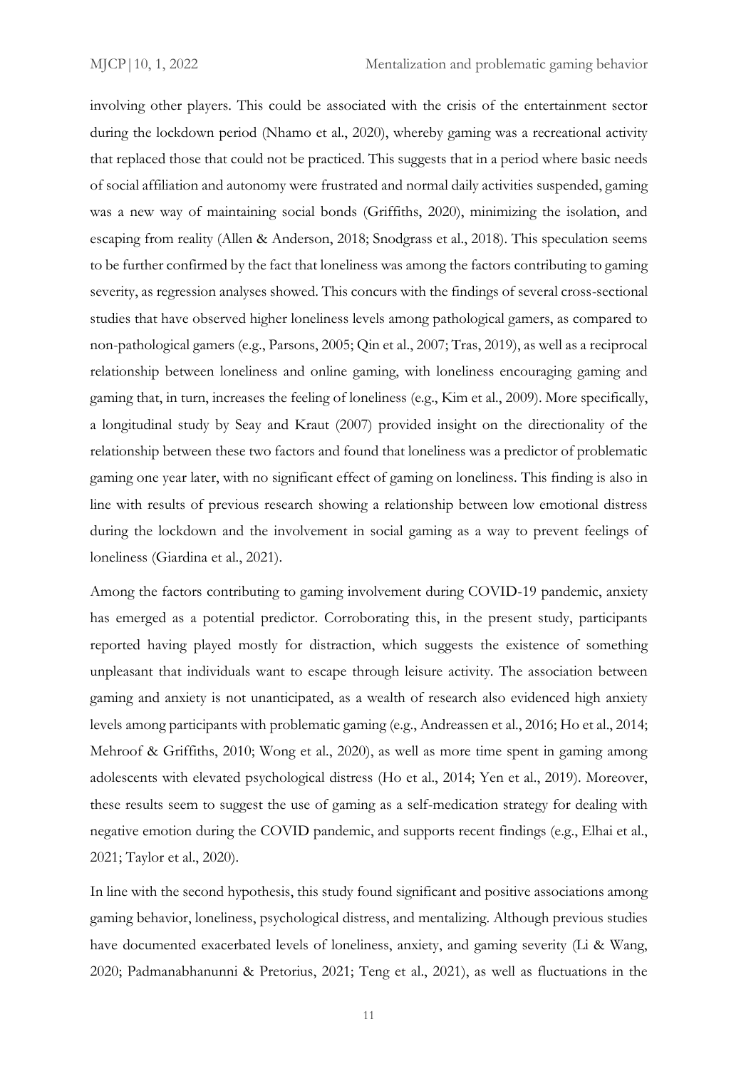involving other players. This could be associated with the crisis of the entertainment sector during the lockdown period (Nhamo et al., 2020), whereby gaming was a recreational activity that replaced those that could not be practiced. This suggests that in a period where basic needs of social affiliation and autonomy were frustrated and normal daily activities suspended, gaming was a new way of maintaining social bonds (Griffiths, 2020), minimizing the isolation, and escaping from reality (Allen & Anderson, 2018; Snodgrass et al., 2018). This speculation seems to be further confirmed by the fact that loneliness was among the factors contributing to gaming severity, as regression analyses showed. This concurs with the findings of several cross-sectional studies that have observed higher loneliness levels among pathological gamers, as compared to non-pathological gamers (e.g., Parsons, 2005; Qin et al., 2007; Tras, 2019), as well as a reciprocal relationship between loneliness and online gaming, with loneliness encouraging gaming and gaming that, in turn, increases the feeling of loneliness (e.g., Kim et al., 2009). More specifically, a longitudinal study by Seay and Kraut (2007) provided insight on the directionality of the relationship between these two factors and found that loneliness was a predictor of problematic gaming one year later, with no significant effect of gaming on loneliness. This finding is also in line with results of previous research showing a relationship between low emotional distress during the lockdown and the involvement in social gaming as a way to prevent feelings of loneliness (Giardina et al., 2021).

Among the factors contributing to gaming involvement during COVID-19 pandemic, anxiety has emerged as a potential predictor. Corroborating this, in the present study, participants reported having played mostly for distraction, which suggests the existence of something unpleasant that individuals want to escape through leisure activity. The association between gaming and anxiety is not unanticipated, as a wealth of research also evidenced high anxiety levels among participants with problematic gaming (e.g., Andreassen et al., 2016; Ho et al., 2014; Mehroof & Griffiths, 2010; Wong et al., 2020), as well as more time spent in gaming among adolescents with elevated psychological distress (Ho et al., 2014; Yen et al., 2019). Moreover, these results seem to suggest the use of gaming as a self-medication strategy for dealing with negative emotion during the COVID pandemic, and supports recent findings (e.g., Elhai et al., 2021; Taylor et al., 2020).

In line with the second hypothesis, this study found significant and positive associations among gaming behavior, loneliness, psychological distress, and mentalizing. Although previous studies have documented exacerbated levels of loneliness, anxiety, and gaming severity (Li & Wang, 2020; Padmanabhanunni & Pretorius, 2021; Teng et al., 2021), as well as fluctuations in the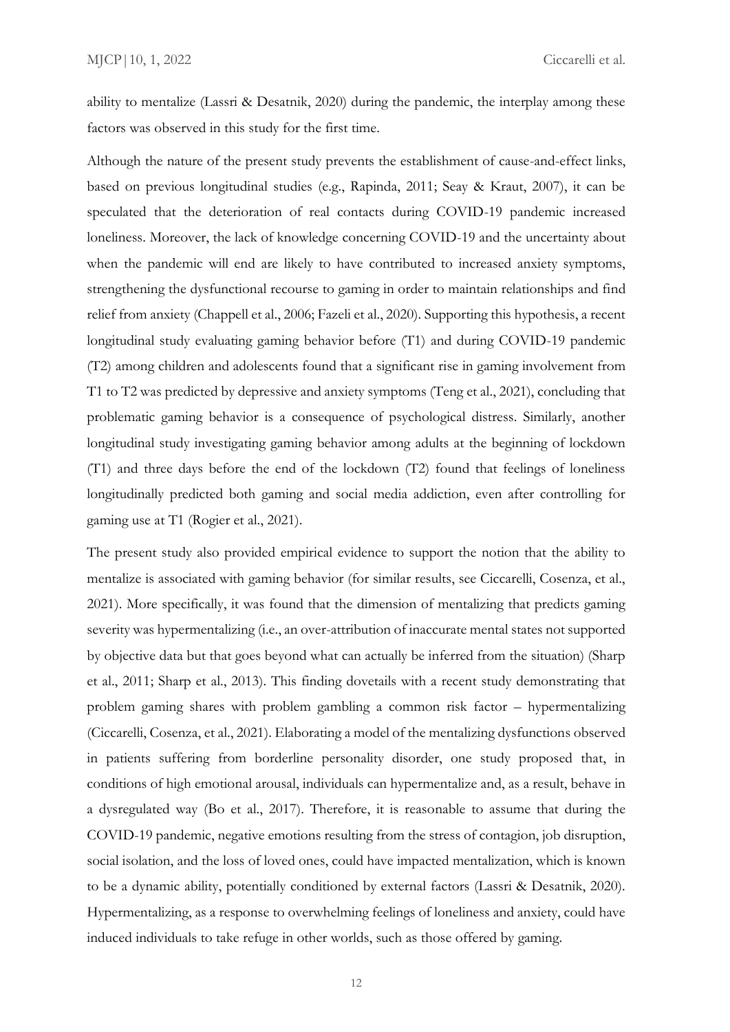ability to mentalize (Lassri & Desatnik, 2020) during the pandemic, the interplay among these factors was observed in this study for the first time.

Although the nature of the present study prevents the establishment of cause-and-effect links, based on previous longitudinal studies (e.g., Rapinda, 2011; Seay & Kraut, 2007), it can be speculated that the deterioration of real contacts during COVID-19 pandemic increased loneliness. Moreover, the lack of knowledge concerning COVID-19 and the uncertainty about when the pandemic will end are likely to have contributed to increased anxiety symptoms, strengthening the dysfunctional recourse to gaming in order to maintain relationships and find relief from anxiety (Chappell et al., 2006; Fazeli et al., 2020). Supporting this hypothesis, a recent longitudinal study evaluating gaming behavior before (T1) and during COVID-19 pandemic (T2) among children and adolescents found that a significant rise in gaming involvement from T1 to T2 was predicted by depressive and anxiety symptoms (Teng et al., 2021), concluding that problematic gaming behavior is a consequence of psychological distress. Similarly, another longitudinal study investigating gaming behavior among adults at the beginning of lockdown (T1) and three days before the end of the lockdown (T2) found that feelings of loneliness longitudinally predicted both gaming and social media addiction, even after controlling for gaming use at T1 (Rogier et al., 2021).

The present study also provided empirical evidence to support the notion that the ability to mentalize is associated with gaming behavior (for similar results, see Ciccarelli, Cosenza, et al., 2021). More specifically, it was found that the dimension of mentalizing that predicts gaming severity was hypermentalizing (i.e., an over-attribution of inaccurate mental states not supported by objective data but that goes beyond what can actually be inferred from the situation) (Sharp et al., 2011; Sharp et al., 2013). This finding dovetails with a recent study demonstrating that problem gaming shares with problem gambling a common risk factor – hypermentalizing (Ciccarelli, Cosenza, et al., 2021). Elaborating a model of the mentalizing dysfunctions observed in patients suffering from borderline personality disorder, one study proposed that, in conditions of high emotional arousal, individuals can hypermentalize and, as a result, behave in a dysregulated way (Bo et al., 2017). Therefore, it is reasonable to assume that during the COVID-19 pandemic, negative emotions resulting from the stress of contagion, job disruption, social isolation, and the loss of loved ones, could have impacted mentalization, which is known to be a dynamic ability, potentially conditioned by external factors (Lassri & Desatnik, 2020). Hypermentalizing, as a response to overwhelming feelings of loneliness and anxiety, could have induced individuals to take refuge in other worlds, such as those offered by gaming.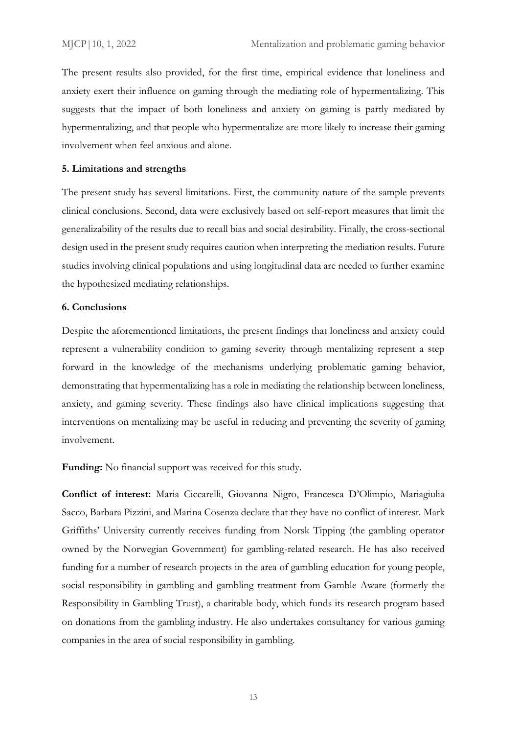The present results also provided, for the first time, empirical evidence that loneliness and anxiety exert their influence on gaming through the mediating role of hypermentalizing. This suggests that the impact of both loneliness and anxiety on gaming is partly mediated by hypermentalizing, and that people who hypermentalize are more likely to increase their gaming involvement when feel anxious and alone.

## 5. Limitations and strengths

The present study has several limitations. First, the community nature of the sample prevents clinical conclusions. Second, data were exclusively based on self-report measures that limit the generalizability of the results due to recall bias and social desirability. Finally, the cross-sectional design used in the present study requires caution when interpreting the mediation results. Future studies involving clinical populations and using longitudinal data are needed to further examine the hypothesized mediating relationships.

## 6. Conclusions

Despite the aforementioned limitations, the present findings that loneliness and anxiety could represent a vulnerability condition to gaming severity through mentalizing represent a step forward in the knowledge of the mechanisms underlying problematic gaming behavior, demonstrating that hypermentalizing has a role in mediating the relationship between loneliness, anxiety, and gaming severity. These findings also have clinical implications suggesting that interventions on mentalizing may be useful in reducing and preventing the severity of gaming involvement.

**Funding:** No financial support was received for this study.

**Conflict of interest:** Maria Ciccarelli, Giovanna Nigro, Francesca D'Olimpio, Mariagiulia Sacco, Barbara Pizzini, and Marina Cosenza declare that they have no conflict of interest. Mark Griffiths' University currently receives funding from Norsk Tipping (the gambling operator owned by the Norwegian Government) for gambling-related research. He has also received funding for a number of research projects in the area of gambling education for young people, social responsibility in gambling and gambling treatment from Gamble Aware (formerly the Responsibility in Gambling Trust), a charitable body, which funds its research program based on donations from the gambling industry. He also undertakes consultancy for various gaming companies in the area of social responsibility in gambling.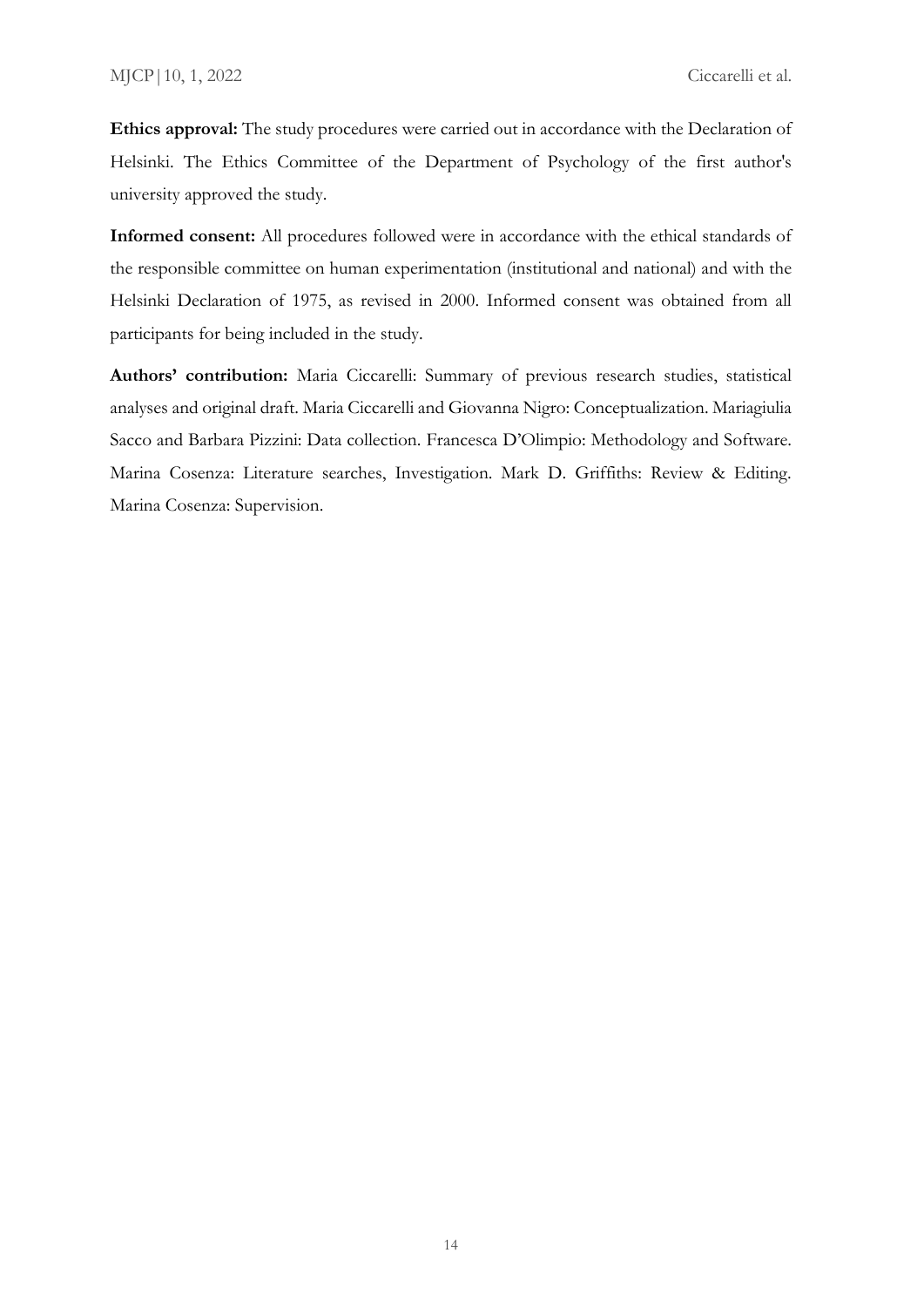**Ethics approval:** The study procedures were carried out in accordance with the Declaration of Helsinki. The Ethics Committee of the Department of Psychology of the first author's university approved the study.

**Informed consent:** All procedures followed were in accordance with the ethical standards of the responsible committee on human experimentation (institutional and national) and with the Helsinki Declaration of 1975, as revised in 2000. Informed consent was obtained from all participants for being included in the study.

**Authors' contribution:** Maria Ciccarelli: Summary of previous research studies, statistical analyses and original draft. Maria Ciccarelli and Giovanna Nigro: Conceptualization. Mariagiulia Sacco and Barbara Pizzini: Data collection. Francesca D'Olimpio: Methodology and Software. Marina Cosenza: Literature searches, Investigation. Mark D. Griffiths: Review & Editing. Marina Cosenza: Supervision.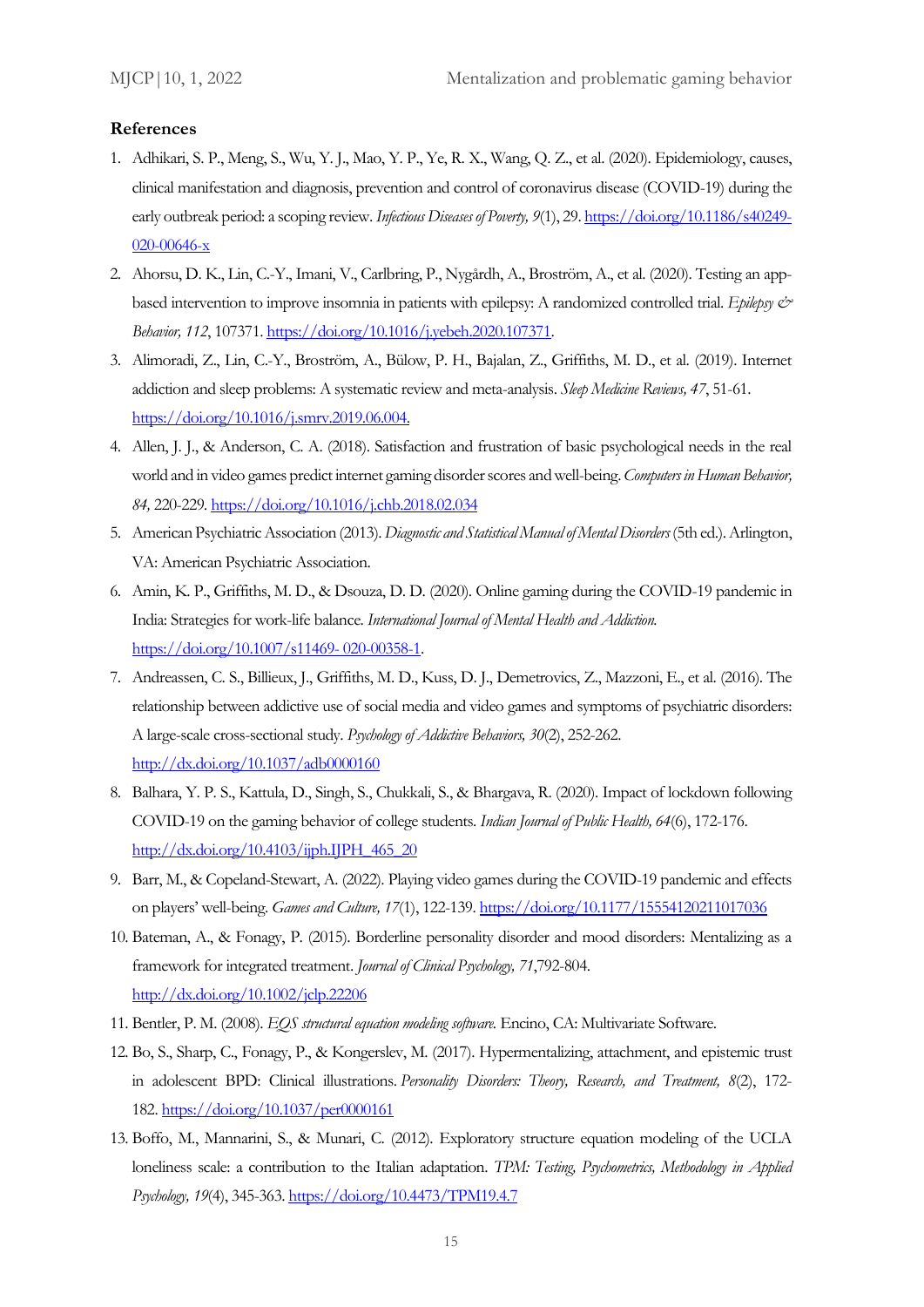### References

1. Adhikari, S. P., Meng, S., Wu, Y. J., Mao, Y. P., Ye, R. X., Wang, Q. Z., et al. (2020). Epidemiology, causes, clinical manifestation and diagnosis, prevention and control of coronavirus disease (COVID-19) during the early outbreak period: a scoping review. *Infectious Diseases of Poverty, 9*(1), 29. https://doi.org/10.1186/s40249-020-00646-x
2. Ahorsu, D. K., Lin, C.-Y., Imani, V., Carlbring, P., Nygårdh, A., Broström, A., et al. (2020). Testing an app-based intervention to improve insomnia in patients with epilepsy: A randomized controlled trial. *Epilepsy & Behavior, 112*, 107371. https://doi.org/10.1016/j.yebeh.2020.107371.
3. Alimoradi, Z., Lin, C.-Y., Broström, A., Bülow, P. H., Bajalan, Z., Griffiths, M. D., et al. (2019). Internet addiction and sleep problems: A systematic review and meta-analysis. *Sleep Medicine Reviews, 47*, 51-61. https://doi.org/10.1016/j.smrv.2019.06.004.
4. Allen, J. J., & Anderson, C. A. (2018). Satisfaction and frustration of basic psychological needs in the real world and in video games predict internet gaming disorder scores and well-being. *Computers in Human Behavior, 84,* 220-229. https://doi.org/10.1016/j.chb.2018.02.034
5. American Psychiatric Association (2013). *Diagnostic and Statistical Manual of Mental Disorders* (5th ed.). Arlington, VA: American Psychiatric Association.
6. Amin, K. P., Griffiths, M. D., & Dsouza, D. D. (2020). Online gaming during the COVID-19 pandemic in India: Strategies for work-life balance. *International Journal of Mental Health and Addiction.* https://doi.org/10.1007/s11469- 020-00358-1.
7. Andreassen, C. S., Billieux, J., Griffiths, M. D., Kuss, D. J., Demetrovics, Z., Mazzoni, E., et al. (2016). The relationship between addictive use of social media and video games and symptoms of psychiatric disorders: A large-scale cross-sectional study. *Psychology of Addictive Behaviors, 30*(2), 252-262. http://dx.doi.org/10.1037/adb0000160
8. Balhara, Y. P. S., Kattula, D., Singh, S., Chukkali, S., & Bhargava, R. (2020). Impact of lockdown following COVID-19 on the gaming behavior of college students. *Indian Journal of Public Health, 64*(6), 172-176. http://dx.doi.org/10.4103/ijph.IJPH_465_20
9. Barr, M., & Copeland-Stewart, A. (2022). Playing video games during the COVID-19 pandemic and effects on players' well-being. *Games and Culture, 17*(1), 122-139. https://doi.org/10.1177/15554120211017036
10. Bateman, A., & Fonagy, P. (2015). Borderline personality disorder and mood disorders: Mentalizing as a framework for integrated treatment. *Journal of Clinical Psychology, 71*,792-804. http://dx.doi.org/10.1002/jclp.22206
11. Bentler, P. M. (2008). *EQS structural equation modeling software.* Encino, CA: Multivariate Software.
12. Bo, S., Sharp, C., Fonagy, P., & Kongerslev, M. (2017). Hypermentalizing, attachment, and epistemic trust in adolescent BPD: Clinical illustrations. *Personality Disorders: Theory, Research, and Treatment, 8*(2), 172-182. https://doi.org/10.1037/per0000161
13. Boffo, M., Mannarini, S., & Munari, C. (2012). Exploratory structure equation modeling of the UCLA loneliness scale: a contribution to the Italian adaptation. *TPM: Testing, Psychometrics, Methodology in Applied Psychology, 19*(4), 345-363. https://doi.org/10.4473/TPM19.4.7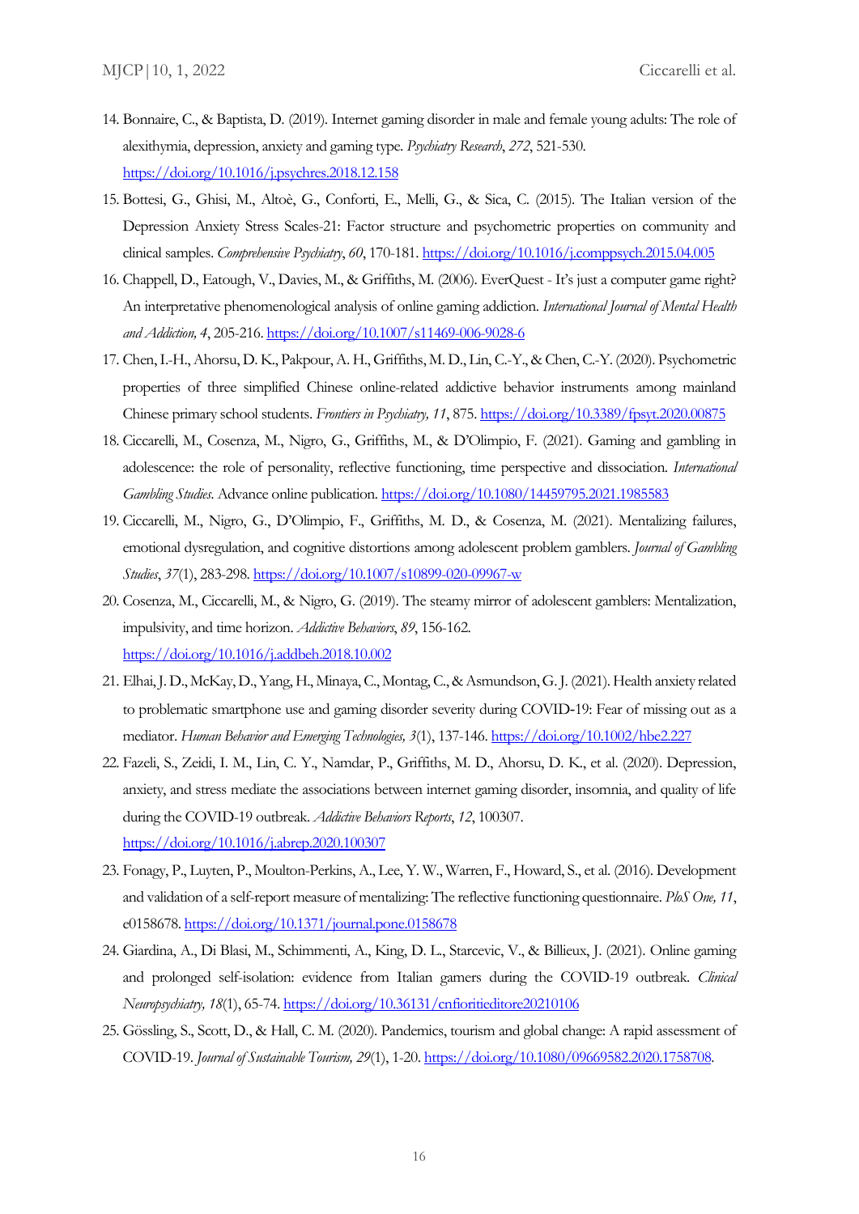14. Bonnaire, C., & Baptista, D. (2019). Internet gaming disorder in male and female young adults: The role of alexithymia, depression, anxiety and gaming type. *Psychiatry Research*, *272*, 521-530. https://doi.org/10.1016/j.psychres.2018.12.158
15. Bottesi, G., Ghisi, M., Altoè, G., Conforti, E., Melli, G., & Sica, C. (2015). The Italian version of the Depression Anxiety Stress Scales-21: Factor structure and psychometric properties on community and clinical samples. *Comprehensive Psychiatry*, *60*, 170-181. https://doi.org/10.1016/j.comppsych.2015.04.005
16. Chappell, D., Eatough, V., Davies, M., & Griffiths, M. (2006). EverQuest - It's just a computer game right? An interpretative phenomenological analysis of online gaming addiction. *International Journal of Mental Health and Addiction, 4*, 205-216. https://doi.org/10.1007/s11469-006-9028-6
17. Chen, I.-H., Ahorsu, D. K., Pakpour, A. H., Griffiths, M. D., Lin, C.-Y., & Chen, C.-Y. (2020). Psychometric properties of three simplified Chinese online-related addictive behavior instruments among mainland Chinese primary school students. *Frontiers in Psychiatry, 11*, 875. https://doi.org/10.3389/fpsyt.2020.00875
18. Ciccarelli, M., Cosenza, M., Nigro, G., Griffiths, M., & D'Olimpio, F. (2021). Gaming and gambling in adolescence: the role of personality, reflective functioning, time perspective and dissociation. *International Gambling Studies*. Advance online publication. https://doi.org/10.1080/14459795.2021.1985583
19. Ciccarelli, M., Nigro, G., D'Olimpio, F., Griffiths, M. D., & Cosenza, M. (2021). Mentalizing failures, emotional dysregulation, and cognitive distortions among adolescent problem gamblers. *Journal of Gambling Studies*, *37*(1), 283-298. https://doi.org/10.1007/s10899-020-09967-w
20. Cosenza, M., Ciccarelli, M., & Nigro, G. (2019). The steamy mirror of adolescent gamblers: Mentalization, impulsivity, and time horizon. *Addictive Behaviors*, *89*, 156-162. https://doi.org/10.1016/j.addbeh.2018.10.002
21. Elhai, J. D., McKay, D., Yang, H., Minaya, C., Montag, C., & Asmundson, G. J. (2021). Health anxiety related to problematic smartphone use and gaming disorder severity during COVID-19: Fear of missing out as a mediator. *Human Behavior and Emerging Technologies, 3*(1), 137-146. https://doi.org/10.1002/hbe2.227
22. Fazeli, S., Zeidi, I. M., Lin, C. Y., Namdar, P., Griffiths, M. D., Ahorsu, D. K., et al. (2020). Depression, anxiety, and stress mediate the associations between internet gaming disorder, insomnia, and quality of life during the COVID-19 outbreak. *Addictive Behaviors Reports*, *12*, 100307. https://doi.org/10.1016/j.abrep.2020.100307
23. Fonagy, P., Luyten, P., Moulton-Perkins, A., Lee, Y. W., Warren, F., Howard, S., et al. (2016). Development and validation of a self-report measure of mentalizing: The reflective functioning questionnaire. *PloS One, 11*, e0158678. https://doi.org/10.1371/journal.pone.0158678
24. Giardina, A., Di Blasi, M., Schimmenti, A., King, D. L., Starcevic, V., & Billieux, J. (2021). Online gaming and prolonged self-isolation: evidence from Italian gamers during the COVID-19 outbreak. *Clinical Neuropsychiatry, 18*(1), 65-74. https://doi.org/10.36131/cnfioritieditore20210106
25. Gössling, S., Scott, D., & Hall, C. M. (2020). Pandemics, tourism and global change: A rapid assessment of COVID-19. *Journal of Sustainable Tourism, 29*(1), 1-20. https://doi.org/10.1080/09669582.2020.1758708.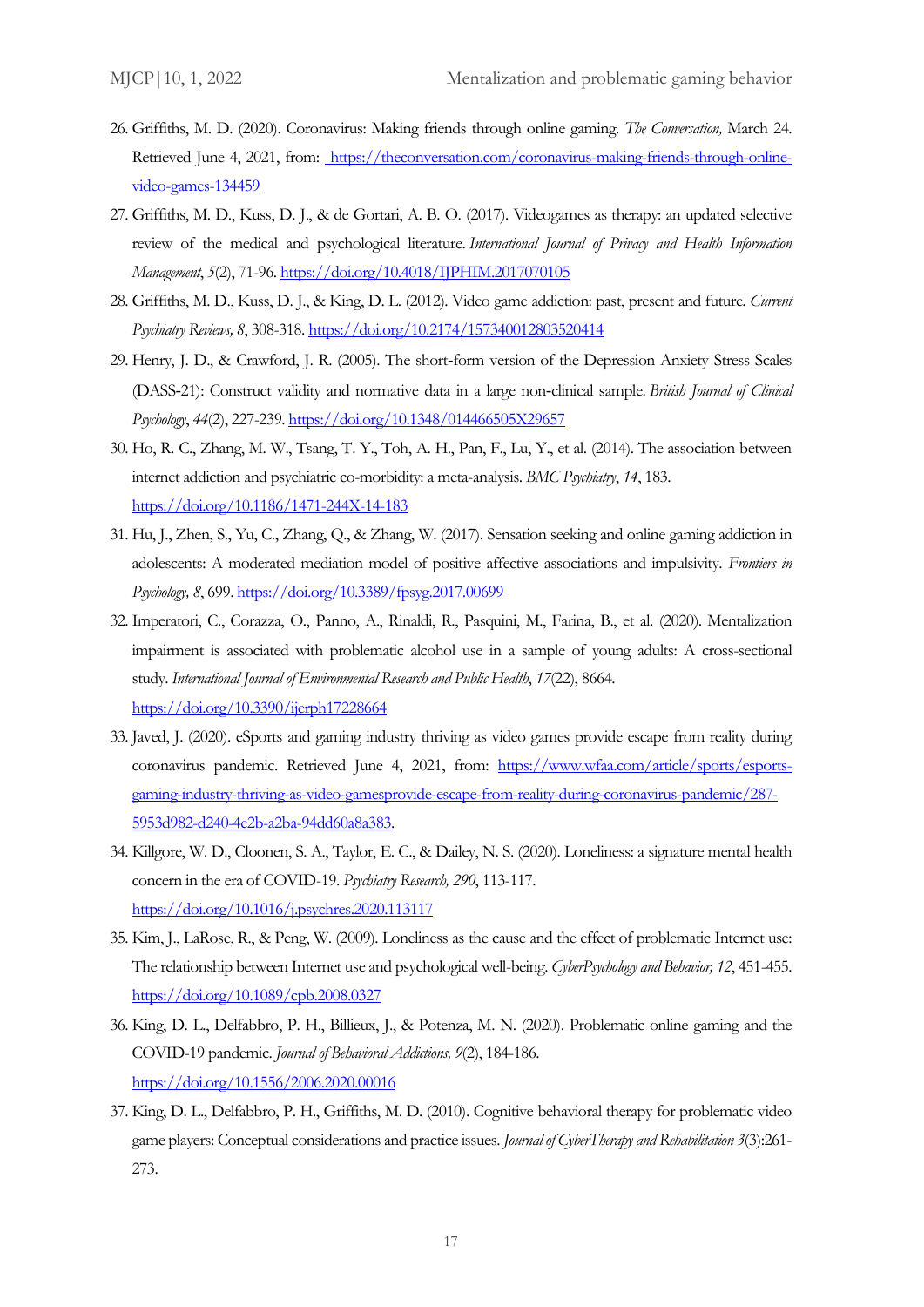26. Griffiths, M. D. (2020). Coronavirus: Making friends through online gaming. *The Conversation,* March 24. Retrieved June 4, 2021, from: https://theconversation.com/coronavirus-making-friends-through-online-video-games-134459
27. Griffiths, M. D., Kuss, D. J., & de Gortari, A. B. O. (2017). Videogames as therapy: an updated selective review of the medical and psychological literature. *International Journal of Privacy and Health Information Management*, *5*(2), 71-96. https://doi.org/10.4018/IJPHIM.2017070105
28. Griffiths, M. D., Kuss, D. J., & King, D. L. (2012). Video game addiction: past, present and future. *Current Psychiatry Reviews, 8*, 308-318. https://doi.org/10.2174/157340012803520414
29. Henry, J. D., & Crawford, J. R. (2005). The short-form version of the Depression Anxiety Stress Scales (DASS-21): Construct validity and normative data in a large non-clinical sample. *British Journal of Clinical Psychology*, *44*(2), 227-239. https://doi.org/10.1348/014466505X29657
30. Ho, R. C., Zhang, M. W., Tsang, T. Y., Toh, A. H., Pan, F., Lu, Y., et al. (2014). The association between internet addiction and psychiatric co-morbidity: a meta-analysis. *BMC Psychiatry*, *14*, 183. https://doi.org/10.1186/1471-244X-14-183
31. Hu, J., Zhen, S., Yu, C., Zhang, Q., & Zhang, W. (2017). Sensation seeking and online gaming addiction in adolescents: A moderated mediation model of positive affective associations and impulsivity. *Frontiers in Psychology, 8*, 699. https://doi.org/10.3389/fpsyg.2017.00699
32. Imperatori, C., Corazza, O., Panno, A., Rinaldi, R., Pasquini, M., Farina, B., et al. (2020). Mentalization impairment is associated with problematic alcohol use in a sample of young adults: A cross-sectional study. *International Journal of Environmental Research and Public Health*, *17*(22), 8664. https://doi.org/10.3390/ijerph17228664
33. Javed, J. (2020). eSports and gaming industry thriving as video games provide escape from reality during coronavirus pandemic. Retrieved June 4, 2021, from: https://www.wfaa.com/article/sports/esports-gaming-industry-thriving-as-video-gamesprovide-escape-from-reality-during-coronavirus-pandemic/287-5953d982-d240-4e2b-a2ba-94dd60a8a383.
34. Killgore, W. D., Cloonen, S. A., Taylor, E. C., & Dailey, N. S. (2020). Loneliness: a signature mental health concern in the era of COVID-19. *Psychiatry Research, 290*, 113-117. https://doi.org/10.1016/j.psychres.2020.113117
35. Kim, J., LaRose, R., & Peng, W. (2009). Loneliness as the cause and the effect of problematic Internet use: The relationship between Internet use and psychological well-being. *CyberPsychology and Behavior, 12*, 451-455. https://doi.org/10.1089/cpb.2008.0327
36. King, D. L., Delfabbro, P. H., Billieux, J., & Potenza, M. N. (2020). Problematic online gaming and the COVID-19 pandemic. *Journal of Behavioral Addictions, 9*(2), 184-186. https://doi.org/10.1556/2006.2020.00016
37. King, D. L., Delfabbro, P. H., Griffiths, M. D. (2010). Cognitive behavioral therapy for problematic video game players: Conceptual considerations and practice issues. *Journal of CyberTherapy and Rehabilitation 3*(3):261-273.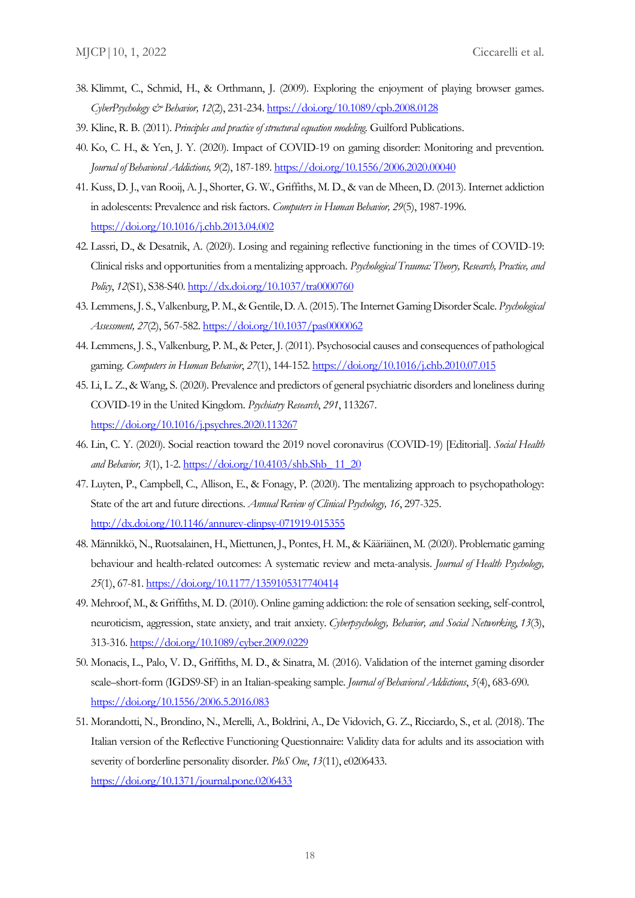38. Klimmt, C., Schmid, H., & Orthmann, J. (2009). Exploring the enjoyment of playing browser games. *CyberPsychology & Behavior, 12*(2), 231-234. https://doi.org/10.1089/cpb.2008.0128
39. Kline, R. B. (2011). *Principles and practice of structural equation modeling*. Guilford Publications.
40. Ko, C. H., & Yen, J. Y. (2020). Impact of COVID-19 on gaming disorder: Monitoring and prevention. *Journal of Behavioral Addictions, 9*(2), 187-189. https://doi.org/10.1556/2006.2020.00040
41. Kuss, D. J., van Rooij, A. J., Shorter, G. W., Griffiths, M. D., & van de Mheen, D. (2013). Internet addiction in adolescents: Prevalence and risk factors. *Computers in Human Behavior, 29*(5), 1987-1996. https://doi.org/10.1016/j.chb.2013.04.002
42. Lassri, D., & Desatnik, A. (2020). Losing and regaining reflective functioning in the times of COVID-19: Clinical risks and opportunities from a mentalizing approach. *Psychological Trauma: Theory, Research, Practice, and Policy*, *12*(S1), S38-S40. http://dx.doi.org/10.1037/tra0000760
43. Lemmens, J. S., Valkenburg, P. M., & Gentile, D. A. (2015). The Internet Gaming Disorder Scale. *Psychological Assessment, 27*(2), 567-582. https://doi.org/10.1037/pas0000062
44. Lemmens, J. S., Valkenburg, P. M., & Peter, J. (2011). Psychosocial causes and consequences of pathological gaming. *Computers in Human Behavior*, *27*(1), 144-152. https://doi.org/10.1016/j.chb.2010.07.015
45. Li, L. Z., & Wang, S. (2020). Prevalence and predictors of general psychiatric disorders and loneliness during COVID-19 in the United Kingdom. *Psychiatry Research*, *291*, 113267. https://doi.org/10.1016/j.psychres.2020.113267
46. Lin, C. Y. (2020). Social reaction toward the 2019 novel coronavirus (COVID-19) [Editorial]. *Social Health and Behavior, 3*(1), 1-2. https://doi.org/10.4103/shb.Shb_ 11_20
47. Luyten, P., Campbell, C., Allison, E., & Fonagy, P. (2020). The mentalizing approach to psychopathology: State of the art and future directions. *Annual Review of Clinical Psychology, 16*, 297-325. http://dx.doi.org/10.1146/annurev-clinpsy-071919-015355
48. Männikkö, N., Ruotsalainen, H., Miettunen, J., Pontes, H. M., & Kääriäinen, M. (2020). Problematic gaming behaviour and health-related outcomes: A systematic review and meta-analysis. *Journal of Health Psychology, 25*(1), 67-81. https://doi.org/10.1177/1359105317740414
49. Mehroof, M., & Griffiths, M. D. (2010). Online gaming addiction: the role of sensation seeking, self-control, neuroticism, aggression, state anxiety, and trait anxiety. *Cyberpsychology, Behavior, and Social Networking*, *13*(3), 313-316. https://doi.org/10.1089/cyber.2009.0229
50. Monacis, L., Palo, V. D., Griffiths, M. D., & Sinatra, M. (2016). Validation of the internet gaming disorder scale–short-form (IGDS9-SF) in an Italian-speaking sample. *Journal of Behavioral Addictions*, *5*(4), 683-690. https://doi.org/10.1556/2006.5.2016.083
51. Morandotti, N., Brondino, N., Merelli, A., Boldrini, A., De Vidovich, G. Z., Ricciardo, S., et al. (2018). The Italian version of the Reflective Functioning Questionnaire: Validity data for adults and its association with severity of borderline personality disorder. *PloS One*, *13*(11), e0206433. https://doi.org/10.1371/journal.pone.0206433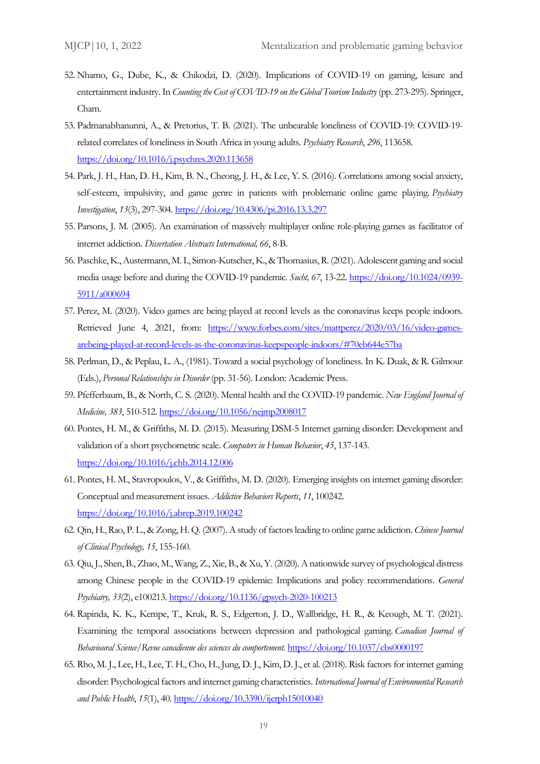52. Nhamo, G., Dube, K., & Chikodzi, D. (2020). Implications of COVID-19 on gaming, leisure and entertainment industry. In *Counting the Cost of COVID-19 on the Global Tourism Industry* (pp. 273-295). Springer, Cham.
53. Padmanabhanunni, A., & Pretorius, T. B. (2021). The unbearable loneliness of COVID-19: COVID-19-related correlates of loneliness in South Africa in young adults. *Psychiatry Research*, *296*, 113658. https://doi.org/10.1016/j.psychres.2020.113658
54. Park, J. H., Han, D. H., Kim, B. N., Cheong, J. H., & Lee, Y. S. (2016). Correlations among social anxiety, self-esteem, impulsivity, and game genre in patients with problematic online game playing. *Psychiatry Investigation*, *13*(3), 297-304. https://doi.org/10.4306/pi.2016.13.3.297
55. Parsons, J. M. (2005). An examination of massively multiplayer online role-playing games as facilitator of internet addiction. *Dissertation Abstracts International, 66*, 8-B.
56. Paschke, K., Austermann, M. I., Simon-Kutscher, K., & Thomasius, R. (2021). Adolescent gaming and social media usage before and during the COVID-19 pandemic. *Sucht, 67*, 13-22. https://doi.org/10.1024/0939-5911/a000694
57. Perez, M. (2020). Video games are being played at record levels as the coronavirus keeps people indoors. Retrieved June 4, 2021, from: https://www.forbes.com/sites/mattperez/2020/03/16/video-games-arebeing-played-at-record-levels-as-the-coronavirus-keepspeople-indoors/#70eb644e57ba
58. Perlman, D., & Peplau, L. A., (1981). Toward a social psychology of loneliness. In K. Duak, & R. Gilmour (Eds.), *Personal Relationships in Disorder* (pp. 31-56). London: Academic Press.
59. Pfefferbaum, B., & North, C. S. (2020). Mental health and the COVID-19 pandemic. *New England Journal of Medicine, 383*, 510-512. https://doi.org/10.1056/nejmp2008017
60. Pontes, H. M., & Griffiths, M. D. (2015). Measuring DSM-5 Internet gaming disorder: Development and validation of a short psychometric scale. *Computers in Human Behavior*, *45*, 137-143. https://doi.org/10.1016/j.chb.2014.12.006
61. Pontes, H. M., Stavropoulos, V., & Griffiths, M. D. (2020). Emerging insights on internet gaming disorder: Conceptual and measurement issues. *Addictive Behaviors Reports*, *11*, 100242. https://doi.org/10.1016/j.abrep.2019.100242
62. Qin, H., Rao, P. L., & Zong, H. Q. (2007). A study of factors leading to online game addiction. *Chinese Journal of Clinical Psychology, 15*, 155-160.
63. Qiu, J., Shen, B., Zhao, M., Wang, Z., Xie, B., & Xu, Y. (2020). A nationwide survey of psychological distress among Chinese people in the COVID-19 epidemic: Implications and policy recommendations. *General Psychiatry, 33*(2), e100213. https://doi.org/10.1136/gpsych-2020-100213
64. Rapinda, K. K., Kempe, T., Kruk, R. S., Edgerton, J. D., Wallbridge, H. R., & Keough, M. T. (2021). Examining the temporal associations between depression and pathological gaming. *Canadian Journal of Behavioural Science/Revue canadienne des sciences du comportement*. https://doi.org/10.1037/cbs0000197
65. Rho, M. J., Lee, H., Lee, T. H., Cho, H., Jung, D. J., Kim, D. J., et al. (2018). Risk factors for internet gaming disorder: Psychological factors and internet gaming characteristics. *International Journal of Environmental Research and Public Health, 15*(1), 40. https://doi.org/10.3390/ijerph15010040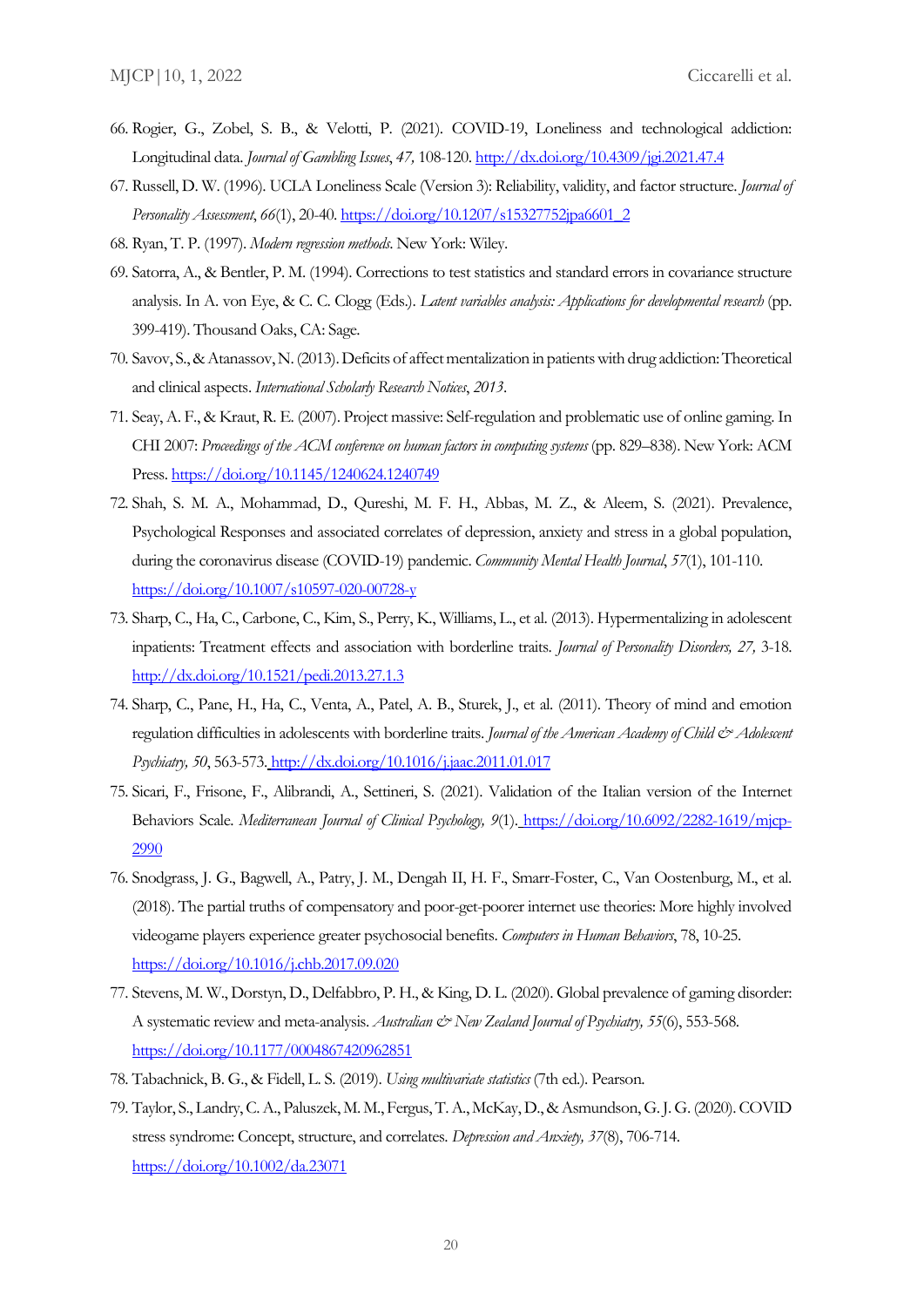66. Rogier, G., Zobel, S. B., & Velotti, P. (2021). COVID-19, Loneliness and technological addiction: Longitudinal data. *Journal of Gambling Issues*, *47,* 108-120. http://dx.doi.org/10.4309/jgi.2021.47.4
67. Russell, D. W. (1996). UCLA Loneliness Scale (Version 3): Reliability, validity, and factor structure. *Journal of Personality Assessment*, *66*(1), 20-40. https://doi.org/10.1207/s15327752jpa6601_2
68. Ryan, T. P. (1997). *Modern regression methods*. New York: Wiley.
69. Satorra, A., & Bentler, P. M. (1994). Corrections to test statistics and standard errors in covariance structure analysis. In A. von Eye, & C. C. Clogg (Eds.). *Latent variables analysis: Applications for developmental research* (pp. 399-419). Thousand Oaks, CA: Sage.
70. Savov, S., & Atanassov, N. (2013). Deficits of affect mentalization in patients with drug addiction: Theoretical and clinical aspects. *International Scholarly Research Notices*, *2013*.
71. Seay, A. F., & Kraut, R. E. (2007). Project massive: Self-regulation and problematic use of online gaming. In CHI 2007: *Proceedings of the ACM conference on human factors in computing systems* (pp. 829–838). New York: ACM Press. https://doi.org/10.1145/1240624.1240749
72. Shah, S. M. A., Mohammad, D., Qureshi, M. F. H., Abbas, M. Z., & Aleem, S. (2021). Prevalence, Psychological Responses and associated correlates of depression, anxiety and stress in a global population, during the coronavirus disease (COVID-19) pandemic. *Community Mental Health Journal*, *57*(1), 101-110. https://doi.org/10.1007/s10597-020-00728-y
73. Sharp, C., Ha, C., Carbone, C., Kim, S., Perry, K., Williams, L., et al. (2013). Hypermentalizing in adolescent inpatients: Treatment effects and association with borderline traits. *Journal of Personality Disorders, 27,* 3-18. http://dx.doi.org/10.1521/pedi.2013.27.1.3
74. Sharp, C., Pane, H., Ha, C., Venta, A., Patel, A. B., Sturek, J., et al. (2011). Theory of mind and emotion regulation difficulties in adolescents with borderline traits. *Journal of the American Academy of Child & Adolescent Psychiatry, 50*, 563-573. http://dx.doi.org/10.1016/j.jaac.2011.01.017
75. Sicari, F., Frisone, F., Alibrandi, A., Settineri, S. (2021). Validation of the Italian version of the Internet Behaviors Scale. *Mediterranean Journal of Clinical Psychology, 9*(1). https://doi.org/10.6092/2282-1619/mjcp-2990
76. Snodgrass, J. G., Bagwell, A., Patry, J. M., Dengah II, H. F., Smarr-Foster, C., Van Oostenburg, M., et al. (2018). The partial truths of compensatory and poor-get-poorer internet use theories: More highly involved videogame players experience greater psychosocial benefits. *Computers in Human Behaviors*, 78, 10-25. https://doi.org/10.1016/j.chb.2017.09.020
77. Stevens, M. W., Dorstyn, D., Delfabbro, P. H., & King, D. L. (2020). Global prevalence of gaming disorder: A systematic review and meta-analysis. *Australian & New Zealand Journal of Psychiatry, 55*(6), 553-568. https://doi.org/10.1177/0004867420962851
78. Tabachnick, B. G., & Fidell, L. S. (2019). *Using multivariate statistics* (7th ed.). Pearson.
79. Taylor, S., Landry, C. A., Paluszek, M. M., Fergus, T. A., McKay, D., & Asmundson, G. J. G. (2020). COVID stress syndrome: Concept, structure, and correlates. *Depression and Anxiety, 37*(8), 706-714. https://doi.org/10.1002/da.23071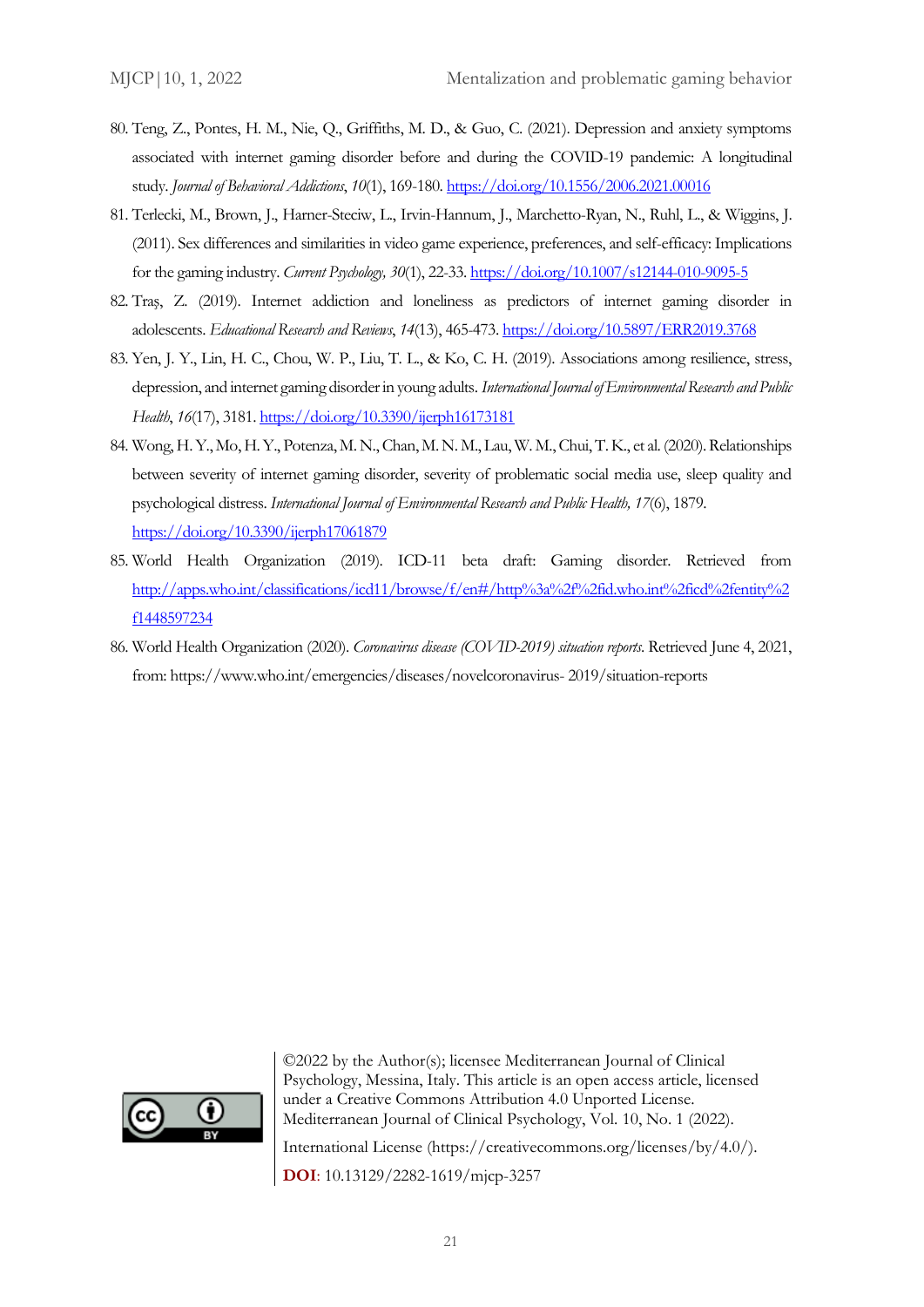80. Teng, Z., Pontes, H. M., Nie, Q., Griffiths, M. D., & Guo, C. (2021). Depression and anxiety symptoms associated with internet gaming disorder before and during the COVID-19 pandemic: A longitudinal study. *Journal of Behavioral Addictions*, *10*(1), 169-180. https://doi.org/10.1556/2006.2021.00016
81. Terlecki, M., Brown, J., Harner-Steciw, L., Irvin-Hannum, J., Marchetto-Ryan, N., Ruhl, L., & Wiggins, J. (2011). Sex differences and similarities in video game experience, preferences, and self-efficacy: Implications for the gaming industry. *Current Psychology, 30*(1), 22-33. https://doi.org/10.1007/s12144-010-9095-5
82. Traş, Z. (2019). Internet addiction and loneliness as predictors of internet gaming disorder in adolescents. *Educational Research and Reviews*, *14*(13), 465-473. https://doi.org/10.5897/ERR2019.3768
83. Yen, J. Y., Lin, H. C., Chou, W. P., Liu, T. L., & Ko, C. H. (2019). Associations among resilience, stress, depression, and internet gaming disorder in young adults. *International Journal of Environmental Research and Public Health*, *16*(17), 3181. https://doi.org/10.3390/ijerph16173181
84. Wong, H. Y., Mo, H. Y., Potenza, M. N., Chan, M. N. M., Lau, W. M., Chui, T. K., et al. (2020). Relationships between severity of internet gaming disorder, severity of problematic social media use, sleep quality and psychological distress. *International Journal of Environmental Research and Public Health, 17*(6), 1879. https://doi.org/10.3390/ijerph17061879
85. World Health Organization (2019). ICD-11 beta draft: Gaming disorder. Retrieved from http://apps.who.int/classifications/icd11/browse/f/en#/http%3a%2f%2fid.who.int%2ficd%2fentity%2f1448597234
86. World Health Organization (2020). *Coronavirus disease (COVID-2019) situation reports*. Retrieved June 4, 2021, from: https://www.who.int/emergencies/diseases/novelcoronavirus- 2019/situation-reports

©2022 by the Author(s); licensee Mediterranean Journal of Clinical Psychology, Messina, Italy. This article is an open access article, licensed under a Creative Commons Attribution 4.0 Unported License. Mediterranean Journal of Clinical Psychology, Vol. 10, No. 1 (2022).

International License (https://creativecommons.org/licenses/by/4.0/).

**DOI**: 10.13129/2282-1619/mjcp-3257